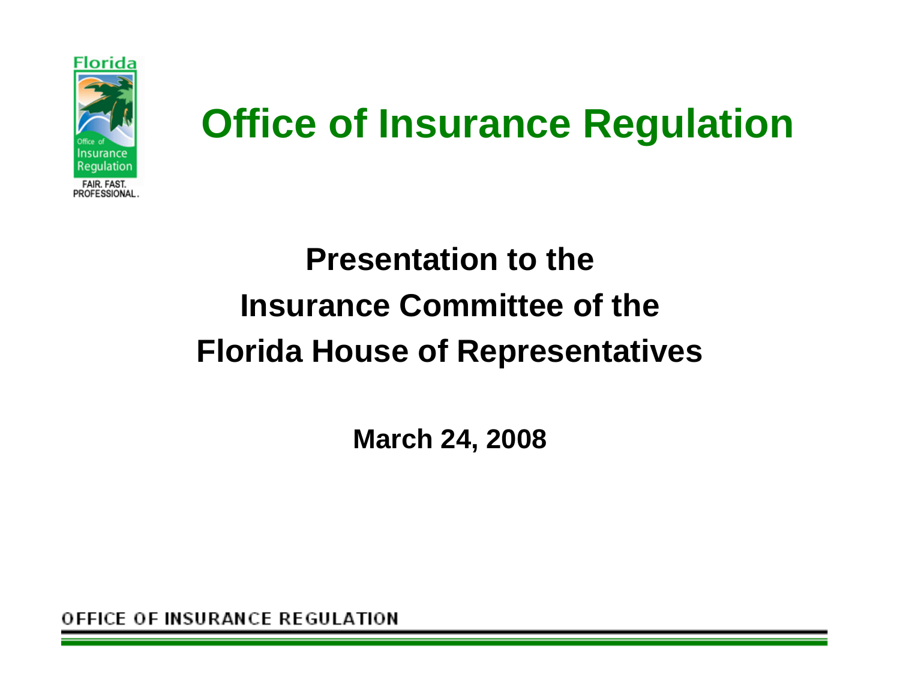# Office of Insurance Regulation

## Presentation to the Insurance Committee of the Florida House of Representatives

**March 24, 2008**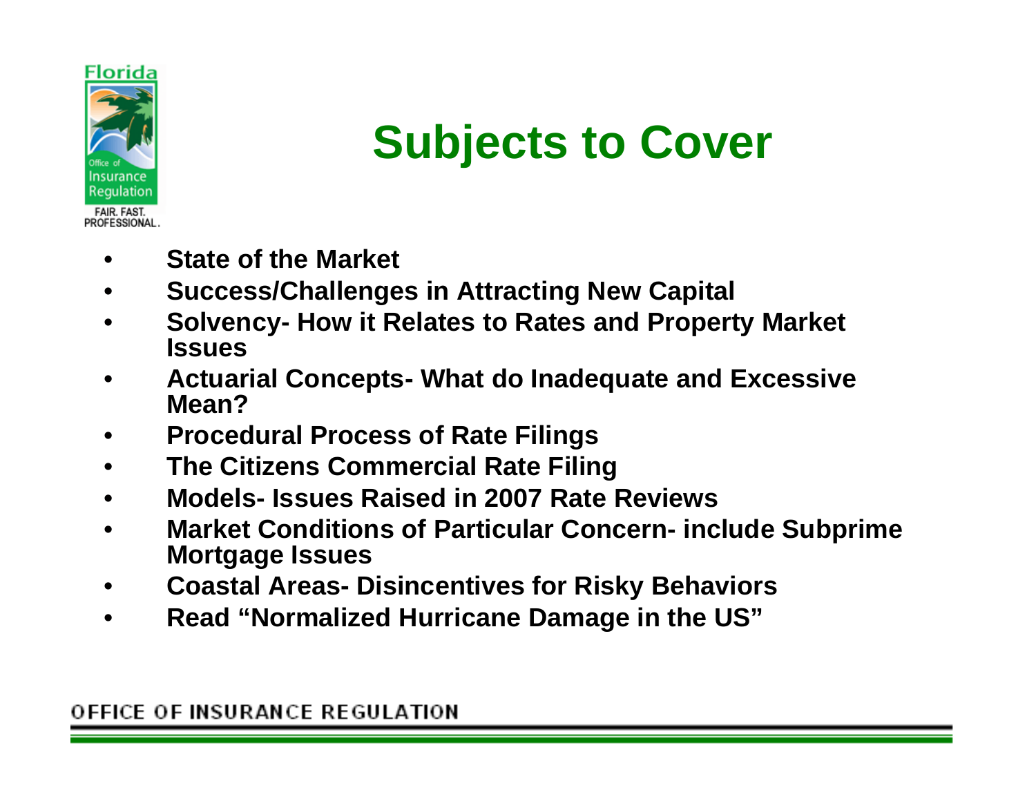# Subjects to Cover

- **State of the Market**
- **Success/Challenges in Attracting New Capital**
- **Solvency- How it Relates to Rates and Property Market Issues**
- **Actuarial Concepts- What do Inadequate and Excessive Mean?**
- **Procedural Process of Rate Filings**
- **The Citizens Commercial Rate Filing**
- **Models- Issues Raised in 2007 Rate Reviews**
- **Market Conditions of Particular Concern- include Subprime Mortgage Issues**
- **Coastal Areas- Disincentives for Risky Behaviors**
- **Read "Normalized Hurricane Damage in the US"**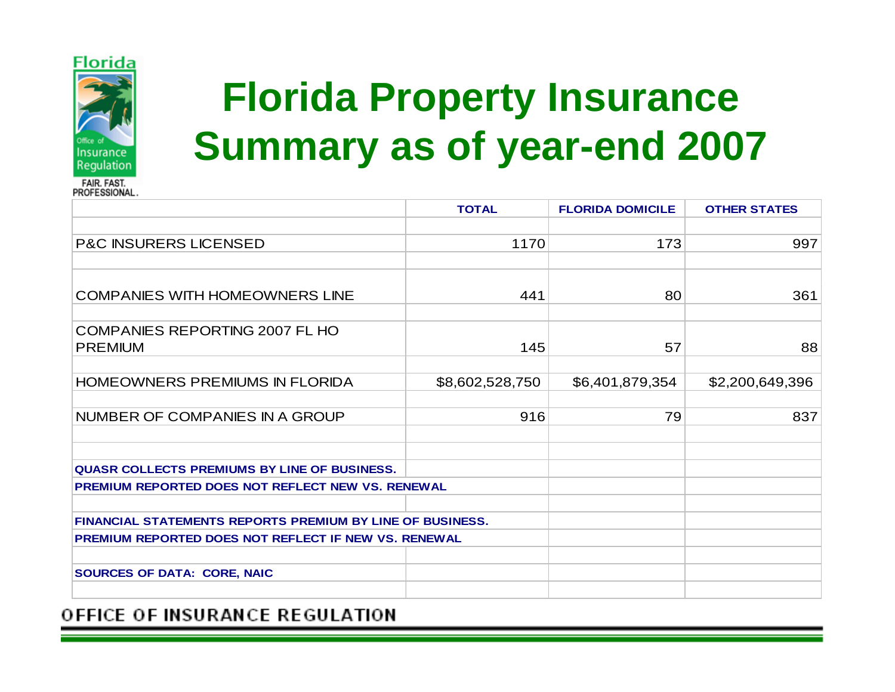# Florida Property Insurance Summary as of year-end 2007

| | TOTAL | FLORIDA DOMICILE | OTHER STATES |
|---|---|---|---|
| P&C INSURERS LICENSED | 1170 | 173 | 997 |
| COMPANIES WITH HOMEOWNERS LINE | 441 | 80 | 361 |
| COMPANIES REPORTING 2007 FL HO PREMIUM | 145 | 57 | 88 |
| HOMEOWNERS PREMIUMS IN FLORIDA | $8,602,528,750 | $6,401,879,354 | $2,200,649,396 |
| NUMBER OF COMPANIES IN A GROUP | 916 | 79 | 837 |

**QUASR COLLECTS PREMIUMS BY LINE OF BUSINESS.**
**PREMIUM REPORTED DOES NOT REFLECT NEW VS. RENEWAL**

**FINANCIAL STATEMENTS REPORTS PREMIUM BY LINE OF BUSINESS.**
**PREMIUM REPORTED DOES NOT REFLECT IF NEW VS. RENEWAL**

**SOURCES OF DATA: CORE, NAIC**

OFFICE OF INSURANCE REGULATION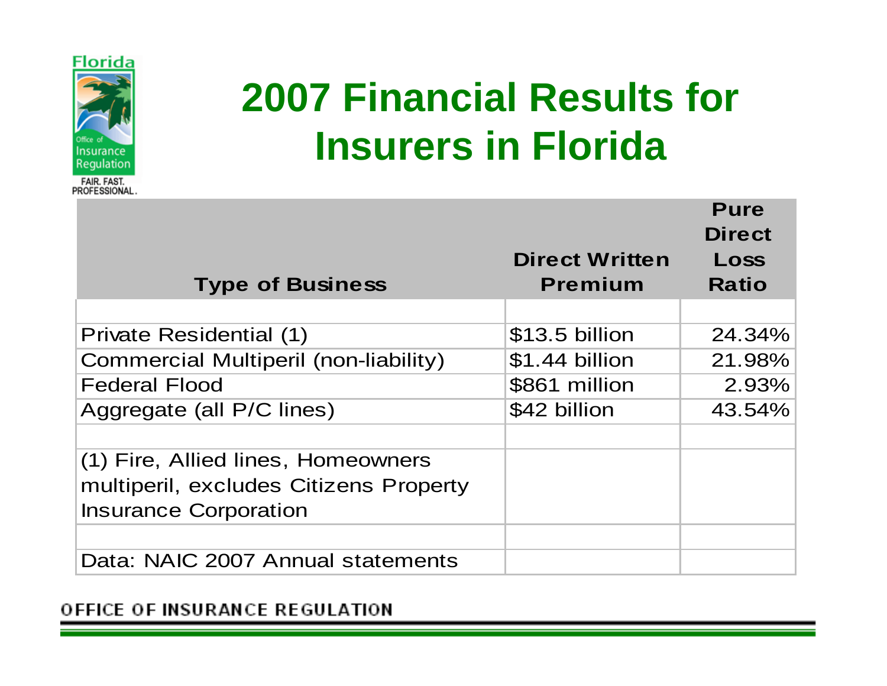# 2007 Financial Results for Insurers in Florida

| Type of Business | Direct Written Premium | Pure Direct Loss Ratio |
|---|---|---|
| Private Residential (1) | $13.5 billion | 24.34% |
| Commercial Multiperil (non-liability) | $1.44 billion | 21.98% |
| Federal Flood | $861 million | 2.93% |
| Aggregate (all P/C lines) | $42 billion | 43.54% |
| (1) Fire, Allied lines, Homeowners multiperil, excludes Citizens Property Insurance Corporation | | |
| Data: NAIC 2007 Annual statements | | |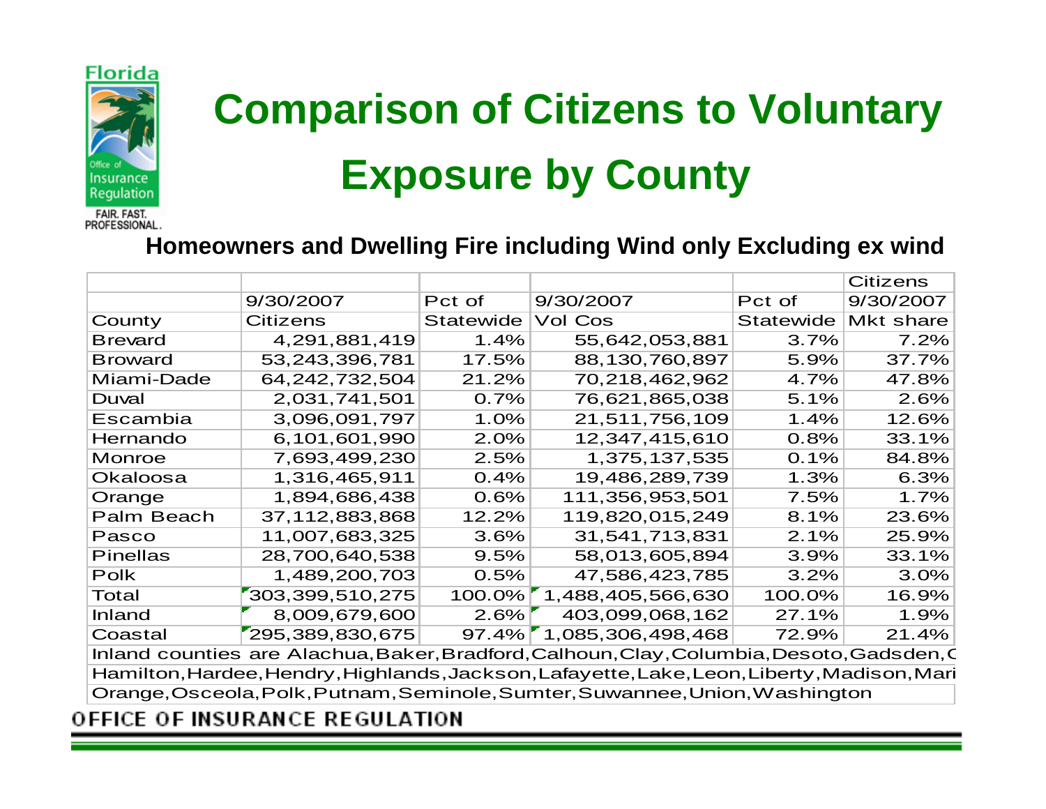# Comparison of Citizens to Voluntary Exposure by County

**Homeowners and Dwelling Fire including Wind only Excluding ex wind**

| | 9/30/2007 | Pct of | 9/30/2007 | Pct of | Citizens 9/30/2007 |
|---|---|---|---|---|---|
| County | Citizens | Statewide | Vol Cos | Statewide | Mkt share |
| Brevard | 4,291,881,419 | 1.4% | 55,642,053,881 | 3.7% | 7.2% |
| Broward | 53,243,396,781 | 17.5% | 88,130,760,897 | 5.9% | 37.7% |
| Miami-Dade | 64,242,732,504 | 21.2% | 70,218,462,962 | 4.7% | 47.8% |
| Duval | 2,031,741,501 | 0.7% | 76,621,865,038 | 5.1% | 2.6% |
| Escambia | 3,096,091,797 | 1.0% | 21,511,756,109 | 1.4% | 12.6% |
| Hernando | 6,101,601,990 | 2.0% | 12,347,415,610 | 0.8% | 33.1% |
| Monroe | 7,693,499,230 | 2.5% | 1,375,137,535 | 0.1% | 84.8% |
| Okaloosa | 1,316,465,911 | 0.4% | 19,486,289,739 | 1.3% | 6.3% |
| Orange | 1,894,686,438 | 0.6% | 111,356,953,501 | 7.5% | 1.7% |
| Palm Beach | 37,112,883,868 | 12.2% | 119,820,015,249 | 8.1% | 23.6% |
| Pasco | 11,007,683,325 | 3.6% | 31,541,713,831 | 2.1% | 25.9% |
| Pinellas | 28,700,640,538 | 9.5% | 58,013,605,894 | 3.9% | 33.1% |
| Polk | 1,489,200,703 | 0.5% | 47,586,423,785 | 3.2% | 3.0% |
| Total | 303,399,510,275 | 100.0% | 1,488,405,566,630 | 100.0% | 16.9% |
| Inland | 8,009,679,600 | 2.6% | 403,099,068,162 | 27.1% | 1.9% |
| Coastal | 295,389,830,675 | 97.4% | 1,085,306,498,468 | 72.9% | 21.4% |

Inland counties are Alachua,Baker,Bradford,Calhoun,Clay,Columbia,Desoto,Gadsden,C
Hamilton,Hardee,Hendry,Highlands,Jackson,Lafayette,Lake,Leon,Liberty,Madison,Mari
Orange,Osceola,Polk,Putnam,Seminole,Sumter,Suwannee,Union,Washington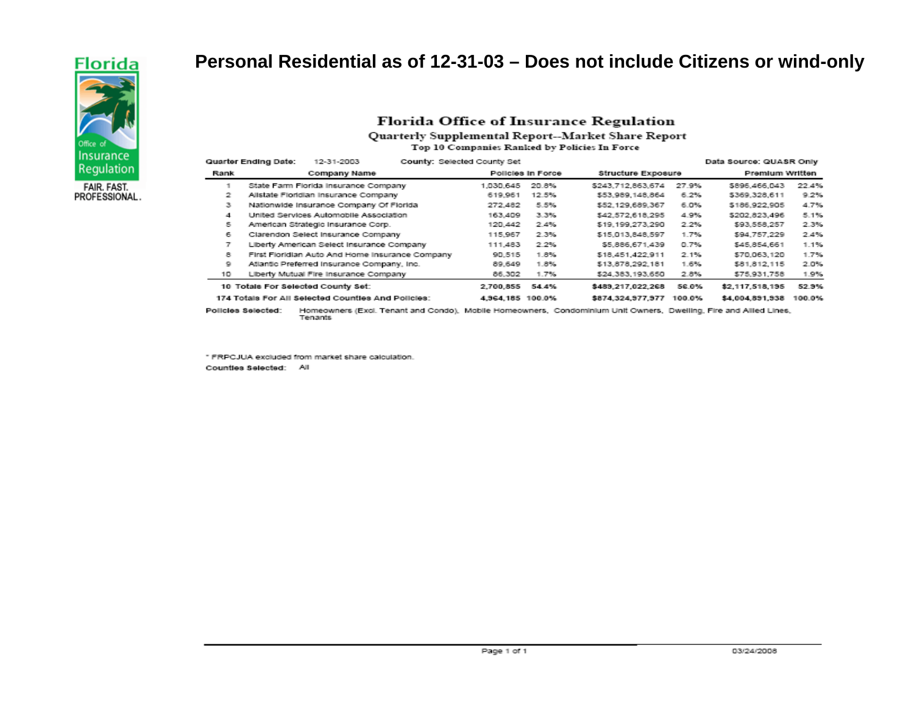# Personal Residential as of 12-31-03 – Does not include Citizens or wind-only

## Florida Office of Insurance Regulation

### Quarterly Supplemental Report--Market Share Report

Top 10 Companies Ranked by Policies In Force

Quarter Ending Date: 12-31-2003    County: Selected County Set    Data Source: QUASR Only

| Rank | Company Name | Policies In Force | | Structure Exposure | | Premium Written | |
|---|---|---|---|---|---|---|---|
| 1 | State Farm Florida Insurance Company | 1,030,645 | 20.8% | $243,712,863,674 | 27.9% | $896,466,043 | 22.4% |
| 2 | Allstate Floridian Insurance Company | 619,951 | 12.5% | $53,989,148,864 | 6.2% | $369,328,611 | 9.2% |
| 3 | Nationwide Insurance Company Of Florida | 272,482 | 5.5% | $52,129,689,367 | 6.0% | $186,922,905 | 4.7% |
| 4 | United Services Automobile Association | 163,409 | 3.3% | $42,572,618,295 | 4.9% | $202,823,496 | 5.1% |
| 5 | American Strategic Insurance Corp. | 120,442 | 2.4% | $19,199,273,290 | 2.2% | $93,558,257 | 2.3% |
| 6 | Clarendon Select Insurance Company | 115,967 | 2.3% | $15,013,848,597 | 1.7% | $94,757,229 | 2.4% |
| 7 | Liberty American Select Insurance Company | 111,483 | 2.2% | $5,886,671,439 | 0.7% | $45,854,661 | 1.1% |
| 8 | First Floridian Auto And Home Insurance Company | 90,515 | 1.8% | $18,451,422,911 | 2.1% | $70,063,120 | 1.7% |
| 9 | Atlantic Preferred Insurance Company, Inc. | 89,649 | 1.8% | $13,878,292,181 | 1.6% | $81,812,115 | 2.0% |
| 10 | Liberty Mutual Fire Insurance Company | 86,302 | 1.7% | $24,383,193,650 | 2.8% | $75,931,758 | 1.9% |
| 10 | Totals For Selected County Set: | 2,700,855 | 54.4% | $489,217,022,268 | 56.0% | $2,117,518,195 | 52.9% |
| 174 | Totals For All Selected Counties And Policies: | 4,964,185 | 100.0% | $874,324,977,977 | 100.0% | $4,004,891,938 | 100.0% |

Policies Selected: Homeowners (Excl. Tenant and Condo), Mobile Homeowners, Condominium Unit Owners, Dwelling, Fire and Allied Lines, Tenants

* FRPCJUA excluded from market share calculation.

Counties Selected: All

03/24/2006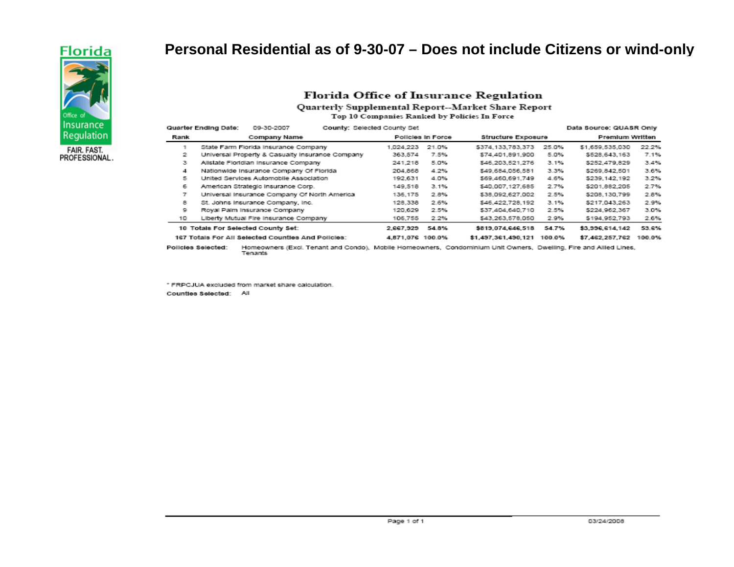# Personal Residential as of 9-30-07 – Does not include Citizens or wind-only

## Florida Office of Insurance Regulation

### Quarterly Supplemental Report--Market Share Report

**Top 10 Companies Ranked by Policies In Force**

**Quarter Ending Date:** 09-30-2007 **County:** Selected County Set **Data Source:** QUASR Only

| Rank | Company Name | Policies In Force | | Structure Exposure | | Premium Written | |
|---|---|---|---|---|---|---|---|
| 1 | State Farm Florida Insurance Company | 1,024,223 | 21.0% | $374,133,783,373 | 25.0% | $1,659,535,030 | 22.2% |
| 2 | Universal Property & Casualty Insurance Company | 363,574 | 7.5% | $74,401,891,900 | 5.0% | $528,643,163 | 7.1% |
| 3 | Allstate Floridian Insurance Company | 241,218 | 5.0% | $46,203,521,276 | 3.1% | $252,479,829 | 3.4% |
| 4 | Nationwide Insurance Company Of Florida | 204,868 | 4.2% | $49,684,056,581 | 3.3% | $269,842,501 | 3.6% |
| 5 | United Services Automobile Association | 192,631 | 4.0% | $69,460,691,749 | 4.6% | $239,142,192 | 3.2% |
| 6 | American Strategic Insurance Corp. | 149,518 | 3.1% | $40,007,127,685 | 2.7% | $201,882,205 | 2.7% |
| 7 | Universal Insurance Company Of North America | 136,175 | 2.8% | $38,092,627,002 | 2.5% | $208,130,799 | 2.8% |
| 8 | St. Johns Insurance Company, Inc. | 128,338 | 2.6% | $46,422,728,192 | 3.1% | $217,043,263 | 2.9% |
| 9 | Royal Palm Insurance Company | 120,629 | 2.5% | $37,404,640,710 | 2.5% | $224,962,367 | 3.0% |
| 10 | Liberty Mutual Fire Insurance Company | 106,755 | 2.2% | $43,263,578,050 | 2.9% | $194,952,793 | 2.6% |
| | **10 Totals For Selected County Set:** | **2,667,929** | **54.8%** | **$819,074,646,518** | **54.7%** | **$3,996,614,142** | **53.6%** |
| | **167 Totals For All Selected Counties And Policies:** | **4,871,076** | **100.0%** | **$1,497,361,490,121** | **100.0%** | **$7,462,257,762** | **100.0%** |

**Policies Selected:** Homeowners (Excl. Tenant and Condo), Mobile Homeowners, Condominium Unit Owners, Dwelling, Fire and Allied Lines, Tenants

* FRPCJUA excluded from market share calculation.

**Counties Selected:** All

03/24/2008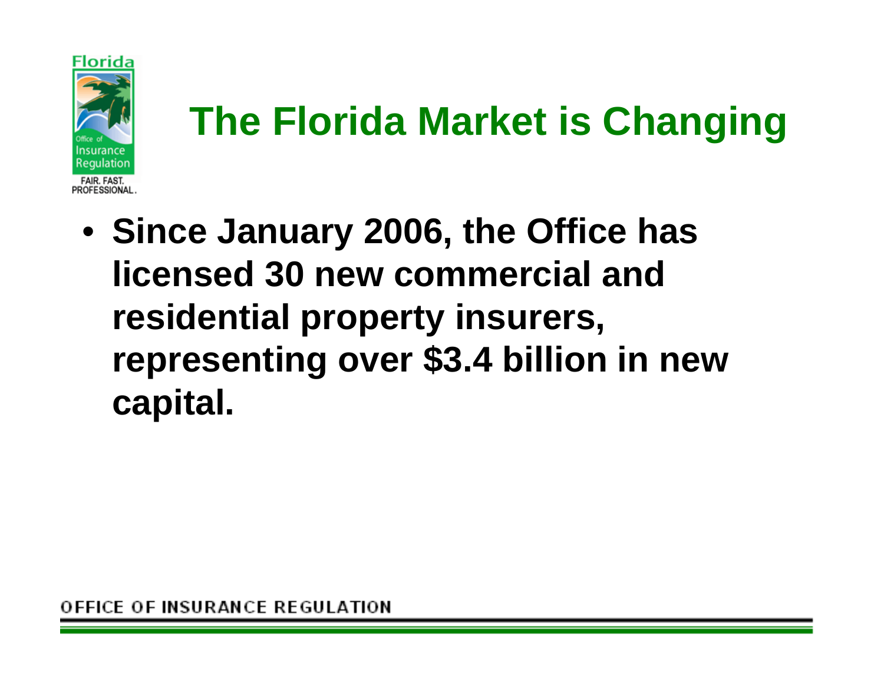# The Florida Market is Changing

- **Since January 2006, the Office has licensed 30 new commercial and residential property insurers, representing over $3.4 billion in new capital.**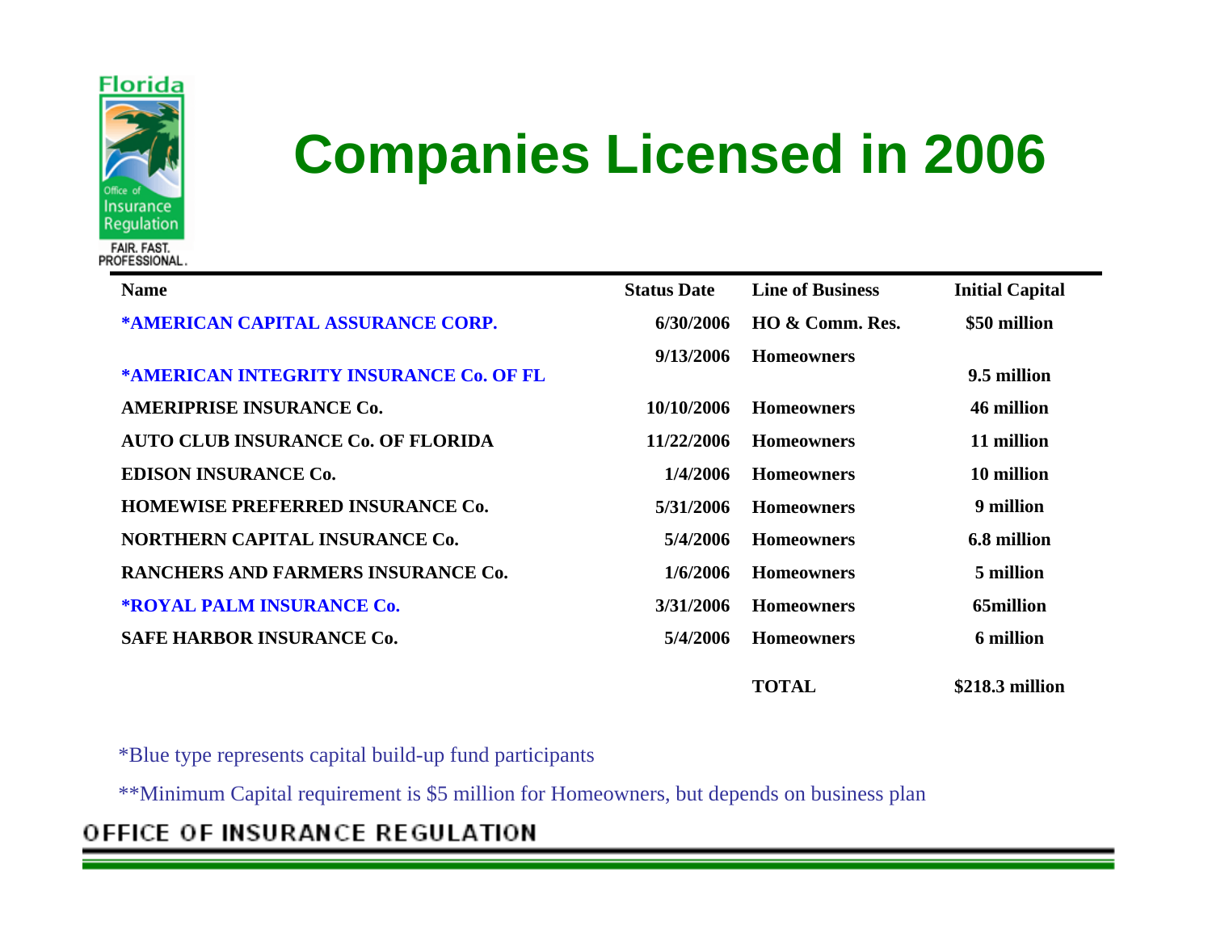# Companies Licensed in 2006

| Name | Status Date | Line of Business | Initial Capital |
|---|---|---|---|
| *AMERICAN CAPITAL ASSURANCE CORP. | 6/30/2006 | HO & Comm. Res. | $50 million |
| *AMERICAN INTEGRITY INSURANCE Co. OF FL | 9/13/2006 | Homeowners | 9.5 million |
| AMERIPRISE INSURANCE Co. | 10/10/2006 | Homeowners | 46 million |
| AUTO CLUB INSURANCE Co. OF FLORIDA | 11/22/2006 | Homeowners | 11 million |
| EDISON INSURANCE Co. | 1/4/2006 | Homeowners | 10 million |
| HOMEWISE PREFERRED INSURANCE Co. | 5/31/2006 | Homeowners | 9 million |
| NORTHERN CAPITAL INSURANCE Co. | 5/4/2006 | Homeowners | 6.8 million |
| RANCHERS AND FARMERS INSURANCE Co. | 1/6/2006 | Homeowners | 5 million |
| *ROYAL PALM INSURANCE Co. | 3/31/2006 | Homeowners | 65million |
| SAFE HARBOR INSURANCE Co. | 5/4/2006 | Homeowners | 6 million |
| | | TOTAL | $218.3 million |

*Blue type represents capital build-up fund participants

**Minimum Capital requirement is $5 million for Homeowners, but depends on business plan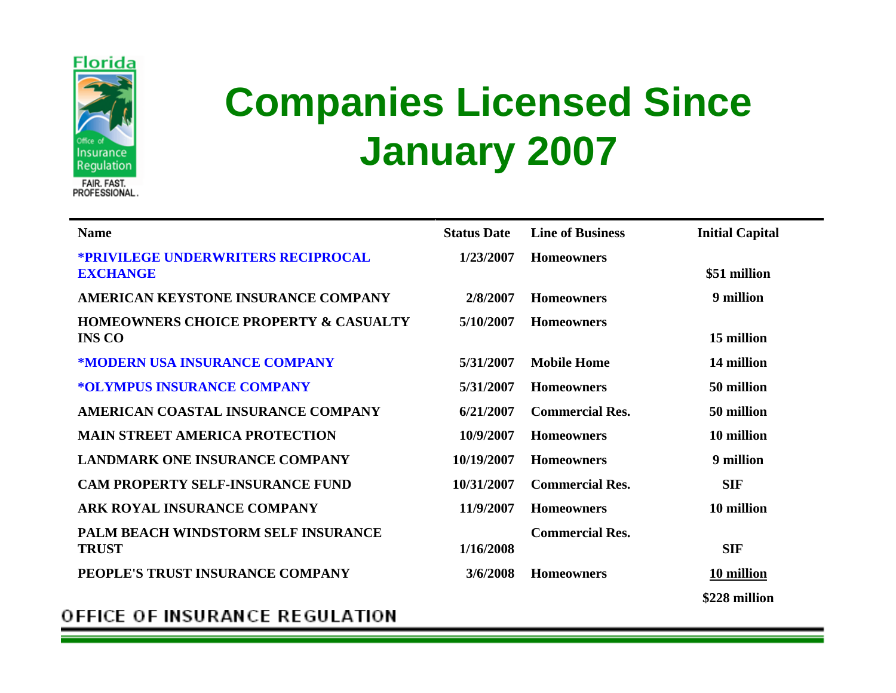# Companies Licensed Since January 2007

| Name | Status Date | Line of Business | Initial Capital |
|---|---|---|---|
| *PRIVILEGE UNDERWRITERS RECIPROCAL EXCHANGE | 1/23/2007 | Homeowners | $51 million |
| AMERICAN KEYSTONE INSURANCE COMPANY | 2/8/2007 | Homeowners | 9 million |
| HOMEOWNERS CHOICE PROPERTY & CASUALTY INS CO | 5/10/2007 | Homeowners | 15 million |
| *MODERN USA INSURANCE COMPANY | 5/31/2007 | Mobile Home | 14 million |
| *OLYMPUS INSURANCE COMPANY | 5/31/2007 | Homeowners | 50 million |
| AMERICAN COASTAL INSURANCE COMPANY | 6/21/2007 | Commercial Res. | 50 million |
| MAIN STREET AMERICA PROTECTION | 10/9/2007 | Homeowners | 10 million |
| LANDMARK ONE INSURANCE COMPANY | 10/19/2007 | Homeowners | 9 million |
| CAM PROPERTY SELF-INSURANCE FUND | 10/31/2007 | Commercial Res. | SIF |
| ARK ROYAL INSURANCE COMPANY | 11/9/2007 | Homeowners | 10 million |
| PALM BEACH WINDSTORM SELF INSURANCE TRUST | 1/16/2008 | Commercial Res. | SIF |
| PEOPLE'S TRUST INSURANCE COMPANY | 3/6/2008 | Homeowners | 10 million |
| | | | $228 million |

OFFICE OF INSURANCE REGULATION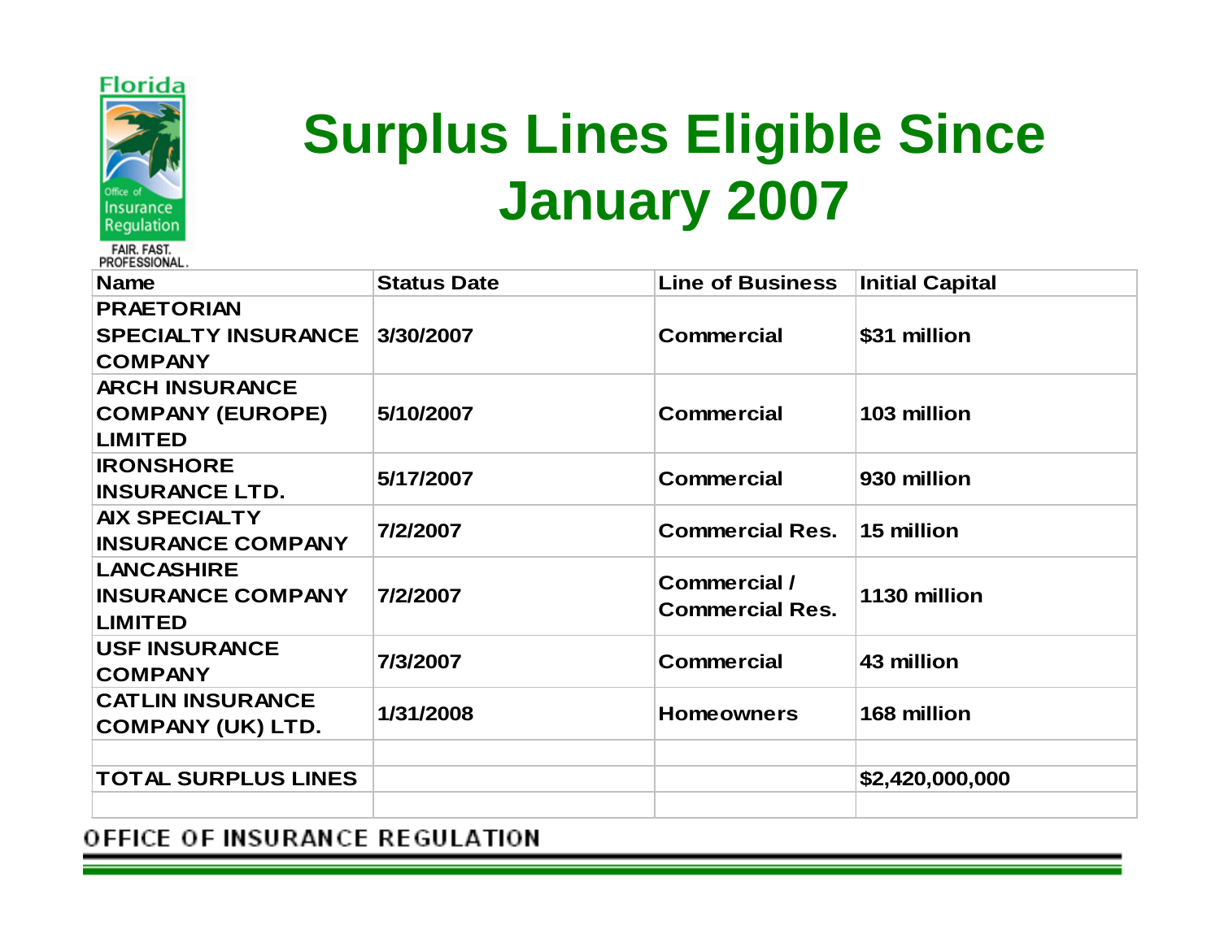# Surplus Lines Eligible Since January 2007

| Name | Status Date | Line of Business | Initial Capital |
|---|---|---|---|
| PRAETORIAN SPECIALTY INSURANCE COMPANY | 3/30/2007 | Commercial | $31 million |
| ARCH INSURANCE COMPANY (EUROPE) LIMITED | 5/10/2007 | Commercial | 103 million |
| IRONSHORE INSURANCE LTD. | 5/17/2007 | Commercial | 930 million |
| AIX SPECIALTY INSURANCE COMPANY | 7/2/2007 | Commercial Res. | 15 million |
| LANCASHIRE INSURANCE COMPANY LIMITED | 7/2/2007 | Commercial / Commercial Res. | 1130 million |
| USF INSURANCE COMPANY | 7/3/2007 | Commercial | 43 million |
| CATLIN INSURANCE COMPANY (UK) LTD. | 1/31/2008 | Homeowners | 168 million |
| | | | |
| TOTAL SURPLUS LINES | | | $2,420,000,000 |
| | | | |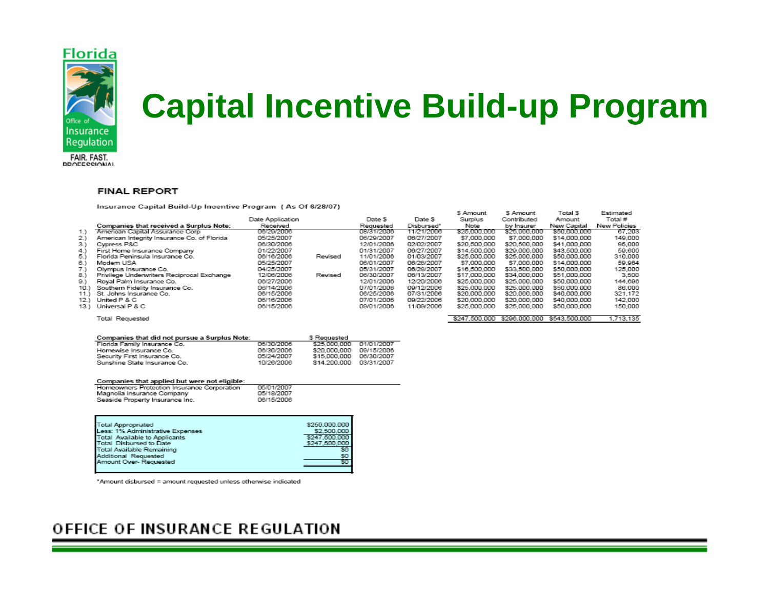# Capital Incentive Build-up Program

**FINAL REPORT**

Insurance Capital Build-Up Incentive Program (As Of 6/28/07)

| | Companies that received a Surplus Note: | Date Application Received | | Date $ Requested | Date $ Disbursed* | $ Amount Surplus Note | $ Amount Contributed by Insurer | Total $ Amount New Capital | Estimated Total # New Policies |
|---|---|---|---|---|---|---|---|---|---|
| 1.) | American Capital Assurance Corp | 06/29/2006 | | 08/31/2006 | 11/21/2006 | $25,000,000 | $25,000,000 | $50,000,000 | 67,203 |
| 2.) | American Integrity Insurance Co. of Florida | 05/25/2007 | | 06/29/2007 | 06/27/2007 | $7,000,000 | $7,000,000 | $14,000,000 | 149,000 |
| 3.) | Cypress P&C | 06/30/2006 | | 12/01/2006 | 02/02/2007 | $20,500,000 | $20,500,000 | $41,000,000 | 95,000 |
| 4.) | First Home Insurance Company | 01/22/2007 | | 01/31/2007 | 06/27/2007 | $14,500,000 | $29,000,000 | $43,500,000 | 59,600 |
| 5.) | Florida Peninsula Insurance Co. | 06/16/2006 | Revised | 11/01/2006 | 01/03/2007 | $25,000,000 | $25,000,000 | $50,000,000 | 310,000 |
| 6.) | Modern USA | 05/25/2007 | | 06/01/2007 | 06/28/2007 | $7,000,000 | $7,000,000 | $14,000,000 | 59,964 |
| 7.) | Olympus Insurance Co. | 04/25/2007 | | 05/31/2007 | 06/28/2007 | $16,500,000 | $33,500,000 | $50,000,000 | 125,000 |
| 8.) | Privilege Underwriters Reciprocal Exchange | 12/06/2006 | Revised | 06/30/2007 | 06/13/2007 | $17,000,000 | $34,000,000 | $51,000,000 | 3,500 |
| 9.) | Royal Palm Insurance Co. | 06/27/2006 | | 12/01/2006 | 12/20/2006 | $25,000,000 | $25,000,000 | $50,000,000 | 144,696 |
| 10.) | Southern Fidelity Insurance Co. | 06/14/2006 | | 07/01/2006 | 09/12/2006 | $25,000,000 | $25,000,000 | $50,000,000 | 86,000 |
| 11.) | St. Johns Insurance Co. | 06/15/2006 | | 06/25/2006 | 07/31/2006 | $20,000,000 | $20,000,000 | $40,000,000 | 321,172 |
| 12.) | United P & C | 06/16/2006 | | 07/01/2006 | 09/22/2006 | $20,000,000 | $20,000,000 | $40,000,000 | 142,000 |
| 13.) | Universal P & C | 06/15/2006 | | 09/01/2006 | 11/09/2006 | $25,000,000 | $25,000,000 | $50,000,000 | 150,000 |
| | Total Requested | | | | | $247,500,000 | $296,000,000 | $543,500,000 | 1,713,135 |

| Companies that did not pursue a Surplus Note: | | $ Requested | |
|---|---|---|---|
| Florida Family Insurance Co. | 06/30/2006 | $25,000,000 | 01/01/2007 |
| Homewise Insurance Co. | 06/30/2006 | $20,000,000 | 09/15/2006 |
| Security First Insurance Co. | 05/24/2007 | $15,000,000 | 06/30/2007 |
| Sunshine State Insurance Co. | 10/26/2006 | $14,200,000 | 03/31/2007 |

| Companies that applied but were not eligible: | |
|---|---|
| Homeowners Protection Insurance Corporation | 05/01/2007 |
| Magnolia Insurance Company | 05/18/2007 |
| Seaside Property Insurance Inc. | 06/15/2006 |

| | |
|---|---|
| Total Appropriated | $250,000,000 |
| Less: 1% Administrative Expenses | $2,500,000 |
| Total Available to Applicants | $247,500,000 |
| Total Disbursed to Date | $247,500,000 |
| Total Available Remaining | $0 |
| Additional Requested | $0 |
| Amount Over- Requested | $0 |

*Amount disbursed = amount requested unless otherwise indicated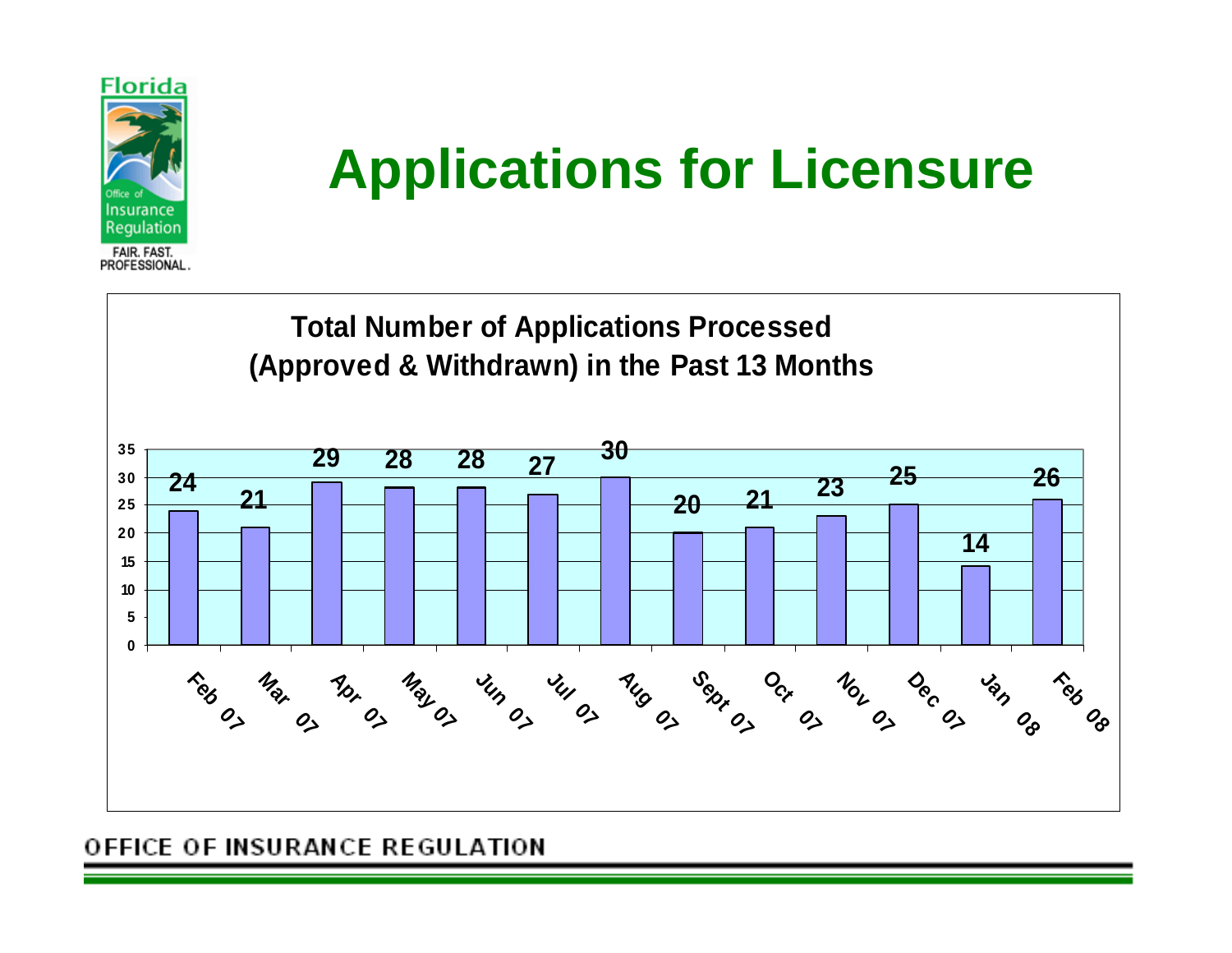# Applications for Licensure

**Total Number of Applications Processed (Approved & Withdrawn) in the Past 13 Months**

| Month | Applications |
|---|---|
| Feb 07 | 24 |
| Mar 07 | 21 |
| Apr 07 | 29 |
| May 07 | 28 |
| Jun 07 | 28 |
| Jul 07 | 27 |
| Aug 07 | 30 |
| Sept 07 | 20 |
| Oct 07 | 21 |
| Nov 07 | 23 |
| Dec 07 | 25 |
| Jan 08 | 14 |
| Feb 08 | 26 |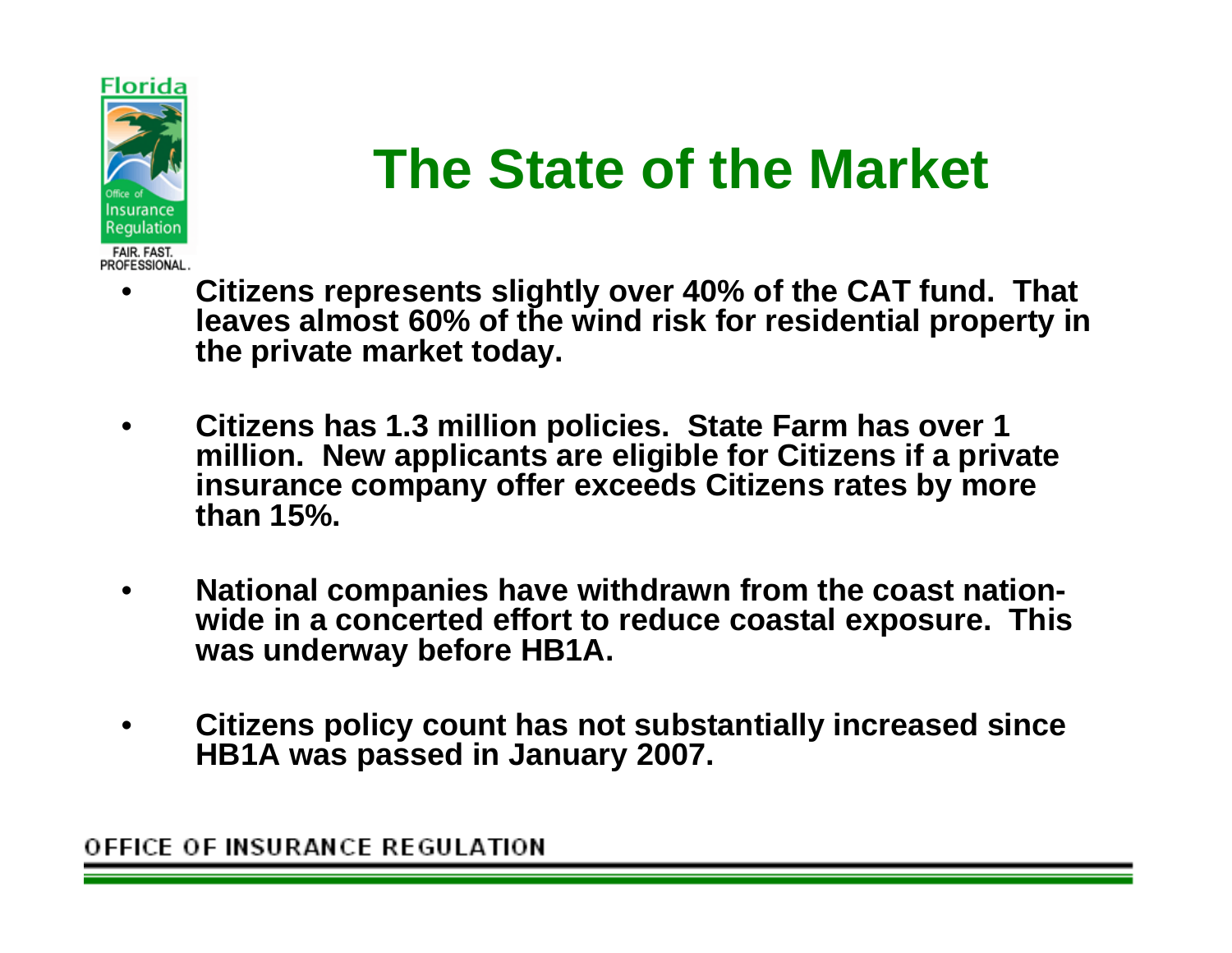# The State of the Market

- **Citizens represents slightly over 40% of the CAT fund. That leaves almost 60% of the wind risk for residential property in the private market today.**
- **Citizens has 1.3 million policies. State Farm has over 1 million. New applicants are eligible for Citizens if a private insurance company offer exceeds Citizens rates by more than 15%.**
- **National companies have withdrawn from the coast nation-wide in a concerted effort to reduce coastal exposure. This was underway before HB1A.**
- **Citizens policy count has not substantially increased since HB1A was passed in January 2007.**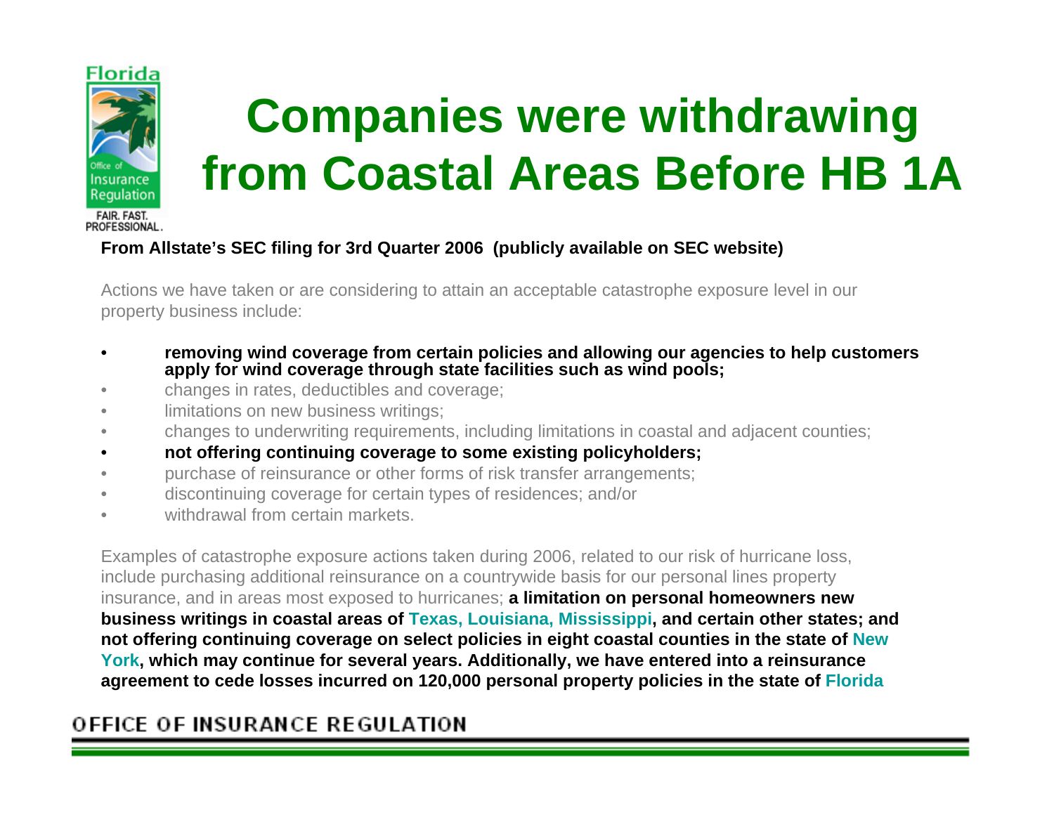# Companies were withdrawing from Coastal Areas Before HB 1A

**From Allstate's SEC filing for 3rd Quarter 2006 (publicly available on SEC website)**

Actions we have taken or are considering to attain an acceptable catastrophe exposure level in our property business include:

- **removing wind coverage from certain policies and allowing our agencies to help customers apply for wind coverage through state facilities such as wind pools;**
- changes in rates, deductibles and coverage;
- limitations on new business writings;
- changes to underwriting requirements, including limitations in coastal and adjacent counties;
- **not offering continuing coverage to some existing policyholders;**
- purchase of reinsurance or other forms of risk transfer arrangements;
- discontinuing coverage for certain types of residences; and/or
- withdrawal from certain markets.

Examples of catastrophe exposure actions taken during 2006, related to our risk of hurricane loss, include purchasing additional reinsurance on a countrywide basis for our personal lines property insurance, and in areas most exposed to hurricanes; **a limitation on personal homeowners new business writings in coastal areas of Texas, Louisiana, Mississippi, and certain other states; and not offering continuing coverage on select policies in eight coastal counties in the state of New York, which may continue for several years. Additionally, we have entered into a reinsurance agreement to cede losses incurred on 120,000 personal property policies in the state of Florida**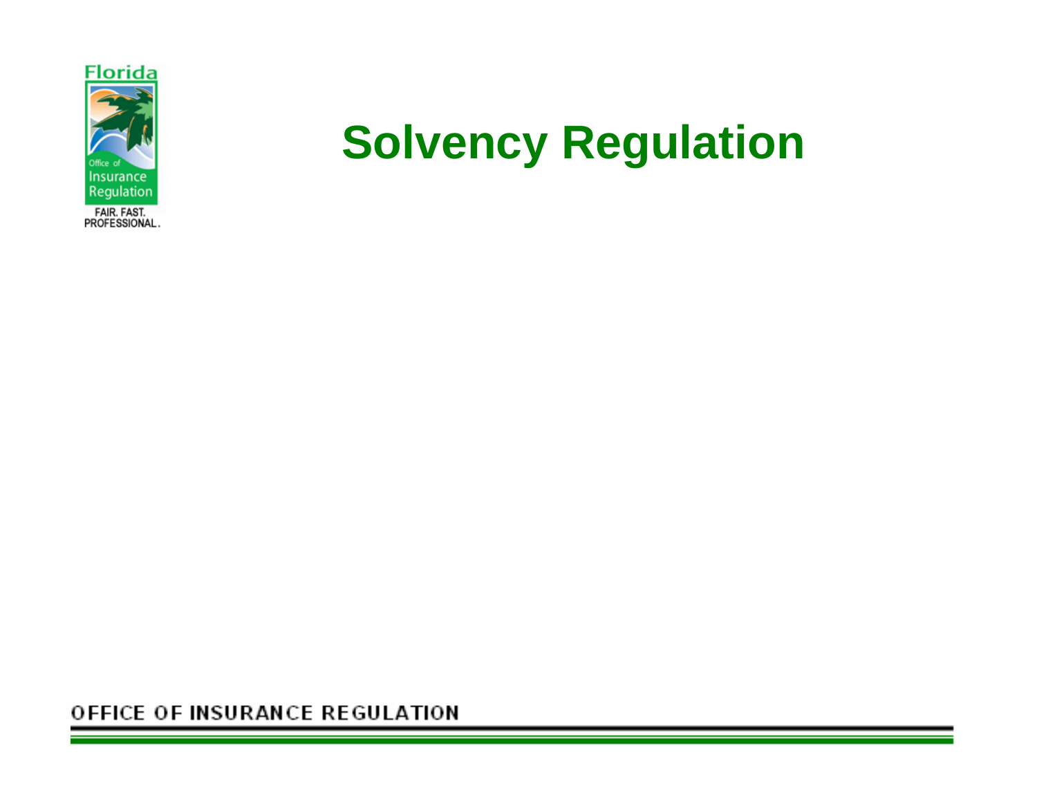# Solvency Regulation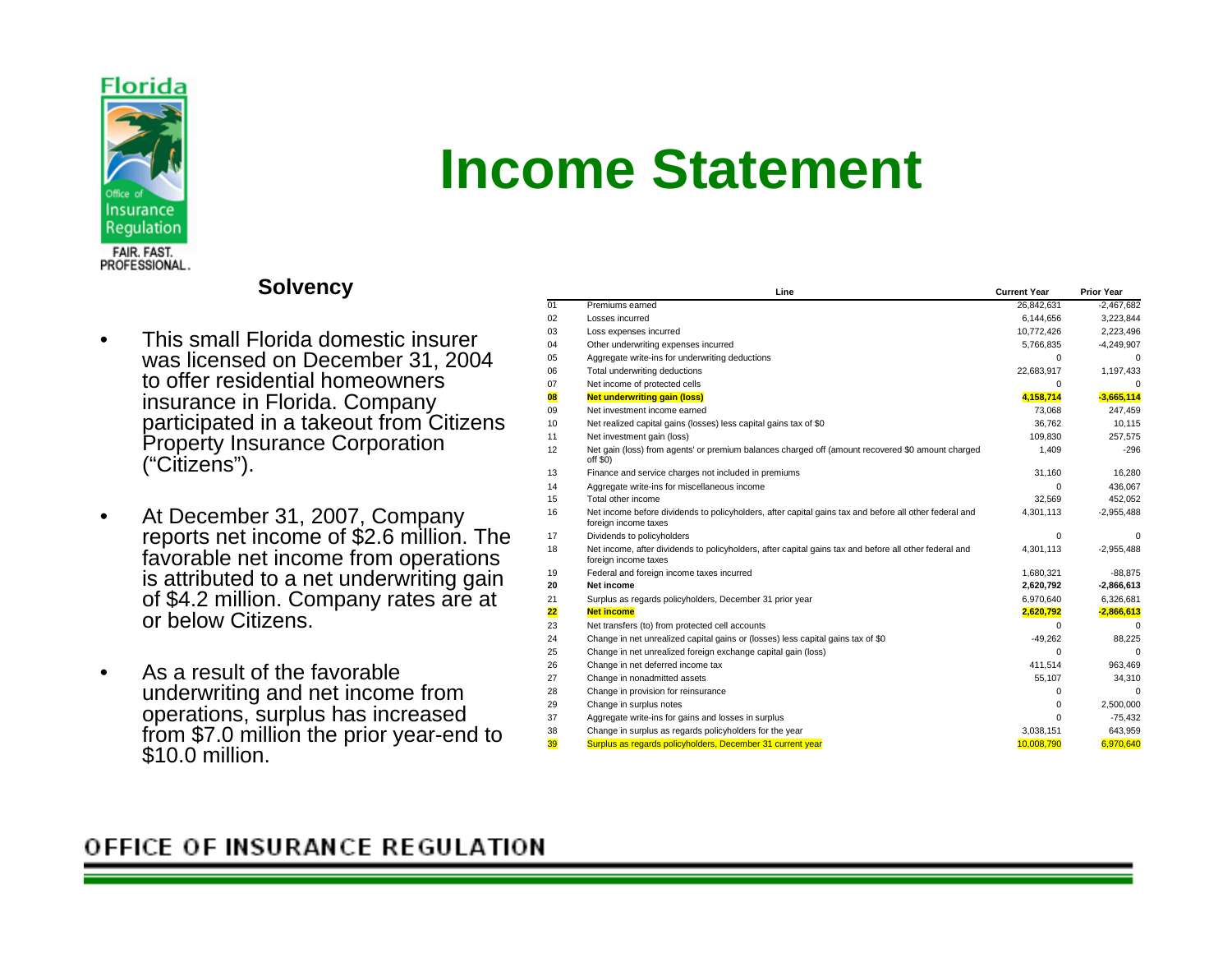# Income Statement

### Solvency

- This small Florida domestic insurer was licensed on December 31, 2004 to offer residential homeowners insurance in Florida. Company participated in a takeout from Citizens Property Insurance Corporation ("Citizens").
- At December 31, 2007, Company reports net income of $2.6 million. The favorable net income from operations is attributed to a net underwriting gain of $4.2 million. Company rates are at or below Citizens.
- As a result of the favorable underwriting and net income from operations, surplus has increased from $7.0 million the prior year-end to $10.0 million.

| | Line | Current Year | Prior Year |
|---|---|---|---|
| 01 | Premiums earned | 26,842,631 | -2,467,682 |
| 02 | Losses incurred | 6,144,656 | 3,223,844 |
| 03 | Loss expenses incurred | 10,772,426 | 2,223,496 |
| 04 | Other underwriting expenses incurred | 5,766,835 | -4,249,907 |
| 05 | Aggregate write-ins for underwriting deductions | 0 | 0 |
| 06 | Total underwriting deductions | 22,683,917 | 1,197,433 |
| 07 | Net income of protected cells | 0 | 0 |
| **08** | **Net underwriting gain (loss)** | **4,158,714** | **-3,665,114** |
| 09 | Net investment income earned | 73,068 | 247,459 |
| 10 | Net realized capital gains (losses) less capital gains tax of $0 | 36,762 | 10,115 |
| 11 | Net investment gain (loss) | 109,830 | 257,575 |
| 12 | Net gain (loss) from agents' or premium balances charged off (amount recovered $0 amount charged off $0) | 1,409 | -296 |
| 13 | Finance and service charges not included in premiums | 31,160 | 16,280 |
| 14 | Aggregate write-ins for miscellaneous income | 0 | 436,067 |
| 15 | Total other income | 32,569 | 452,052 |
| 16 | Net income before dividends to policyholders, after capital gains tax and before all other federal and foreign income taxes | 4,301,113 | -2,955,488 |
| 17 | Dividends to policyholders | 0 | 0 |
| 18 | Net income, after dividends to policyholders, after capital gains tax and before all other federal and foreign income taxes | 4,301,113 | -2,955,488 |
| 19 | Federal and foreign income taxes incurred | 1,680,321 | -88,875 |
| **20** | **Net income** | **2,620,792** | **-2,866,613** |
| 21 | Surplus as regards policyholders, December 31 prior year | 6,970,640 | 6,326,681 |
| **22** | **Net income** | **2,620,792** | **-2,866,613** |
| 23 | Net transfers (to) from protected cell accounts | 0 | 0 |
| 24 | Change in net unrealized capital gains or (losses) less capital gains tax of $0 | -49,262 | 88,225 |
| 25 | Change in net unrealized foreign exchange capital gain (loss) | 0 | 0 |
| 26 | Change in net deferred income tax | 411,514 | 963,469 |
| 27 | Change in nonadmitted assets | 55,107 | 34,310 |
| 28 | Change in provision for reinsurance | 0 | 0 |
| 29 | Change in surplus notes | 0 | 2,500,000 |
| 37 | Aggregate write-ins for gains and losses in surplus | 0 | -75,432 |
| 38 | Change in surplus as regards policyholders for the year | 3,038,151 | 643,959 |
| 39 | Surplus as regards policyholders, December 31 current year | 10,008,790 | 6,970,640 |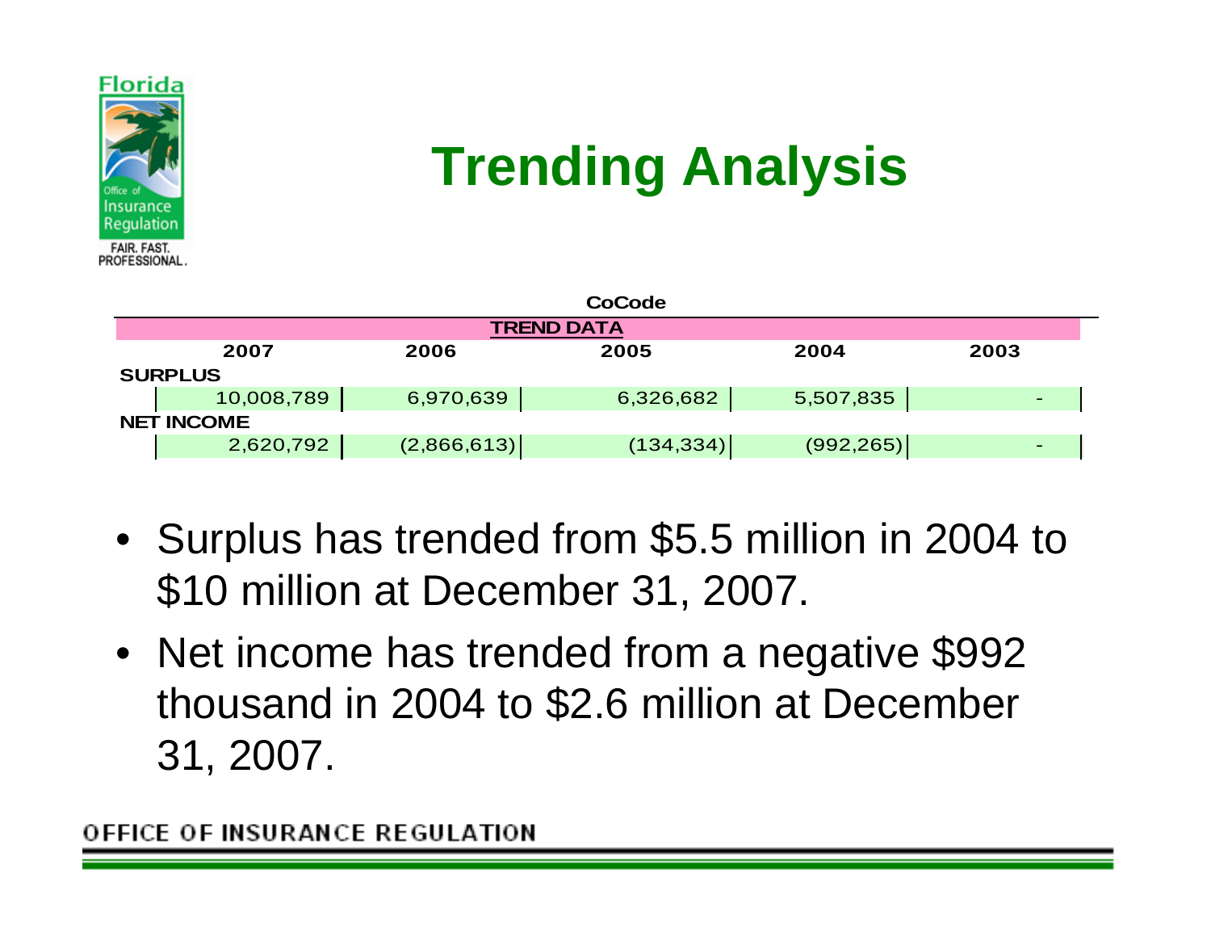# Trending Analysis

**CoCode**

| TREND DATA | | | | | |
|---|---|---|---|---|---|
| | **2007** | **2006** | **2005** | **2004** | **2003** |
| **SURPLUS** | | | | | |
| | 10,008,789 | 6,970,639 | 6,326,682 | 5,507,835 | - |
| **NET INCOME** | | | | | |
| | 2,620,792 | (2,866,613) | (134,334) | (992,265) | - |

- Surplus has trended from $5.5 million in 2004 to $10 million at December 31, 2007.
- Net income has trended from a negative $992 thousand in 2004 to $2.6 million at December 31, 2007.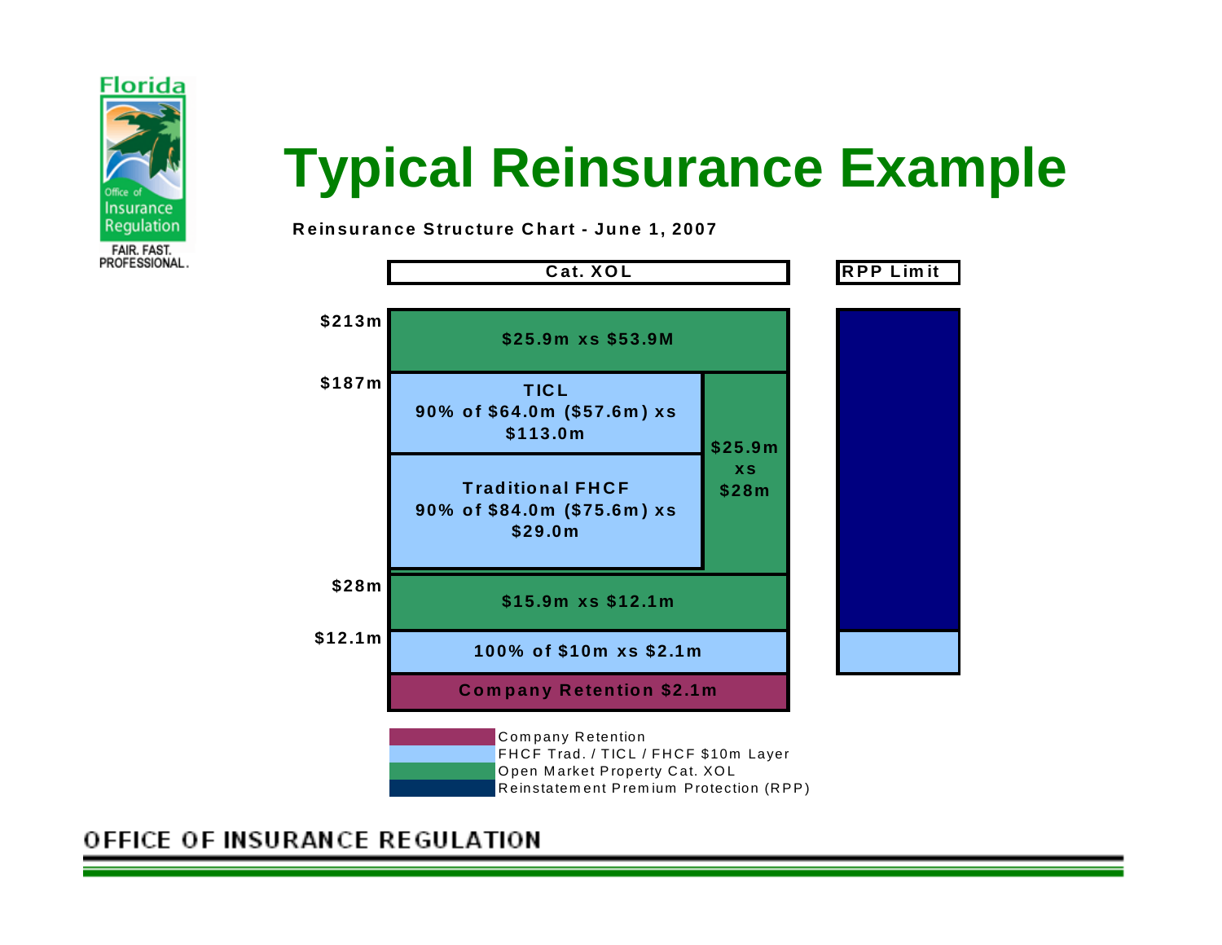# Typical Reinsurance Example

**Reinsurance Structure Chart - June 1, 2007**

| Attachment | Cat. XOL | | RPP Limit |
|---|---|---|---|
| $213m | $25.9m xs $53.9M | | RPP |
| $187m | TICL 90% of $64.0m ($57.6m) xs $113.0m | $25.9m xs $28m | RPP |
| | Traditional FHCF 90% of $84.0m ($75.6m) xs $29.0m | | RPP |
| $28m | $15.9m xs $12.1m | | RPP |
| $12.1m | 100% of $10m xs $2.1m | | FHCF $10m Layer |
| | Company Retention $2.1m | | |

Legend:

- Company Retention
- FHCF Trad. / TICL / FHCF $10m Layer
- Open Market Property Cat. XOL
- Reinstatement Premium Protection (RPP)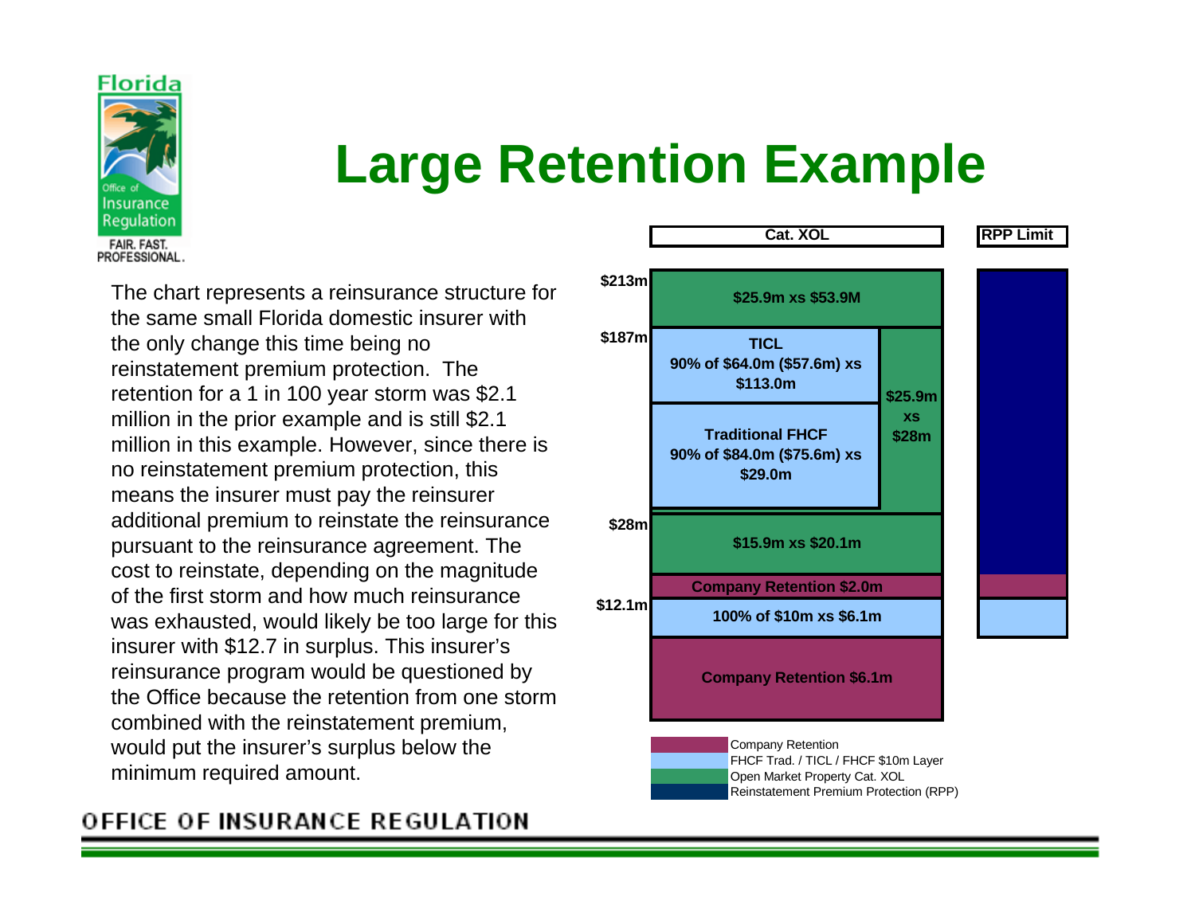# Large Retention Example

The chart represents a reinsurance structure for the same small Florida domestic insurer with the only change this time being no reinstatement premium protection. The retention for a 1 in 100 year storm was $2.1 million in the prior example and is still $2.1 million in this example. However, since there is no reinstatement premium protection, this means the insurer must pay the reinsurer additional premium to reinstate the reinsurance pursuant to the reinsurance agreement. The cost to reinstate, depending on the magnitude of the first storm and how much reinsurance was exhausted, would likely be too large for this insurer with $12.7 in surplus. This insurer's reinsurance program would be questioned by the Office because the retention from one storm combined with the reinstatement premium, would put the insurer's surplus below the minimum required amount.

Cat. XOL | RPP Limit

- $213m — $25.9m xs $53.9M
- $187m — TICL 90% of $64.0m ($57.6m) xs $113.0m
- Traditional FHCF 90% of $84.0m ($75.6m) xs $29.0m
- $25.9m xs $28m
- $28m — $15.9m xs $20.1m
- Company Retention $2.0m
- $12.1m — 100% of $10m xs $6.1m
- Company Retention $6.1m

Legend:
- Company Retention
- FHCF Trad. / TICL / FHCF $10m Layer
- Open Market Property Cat. XOL
- Reinstatement Premium Protection (RPP)

OFFICE OF INSURANCE REGULATION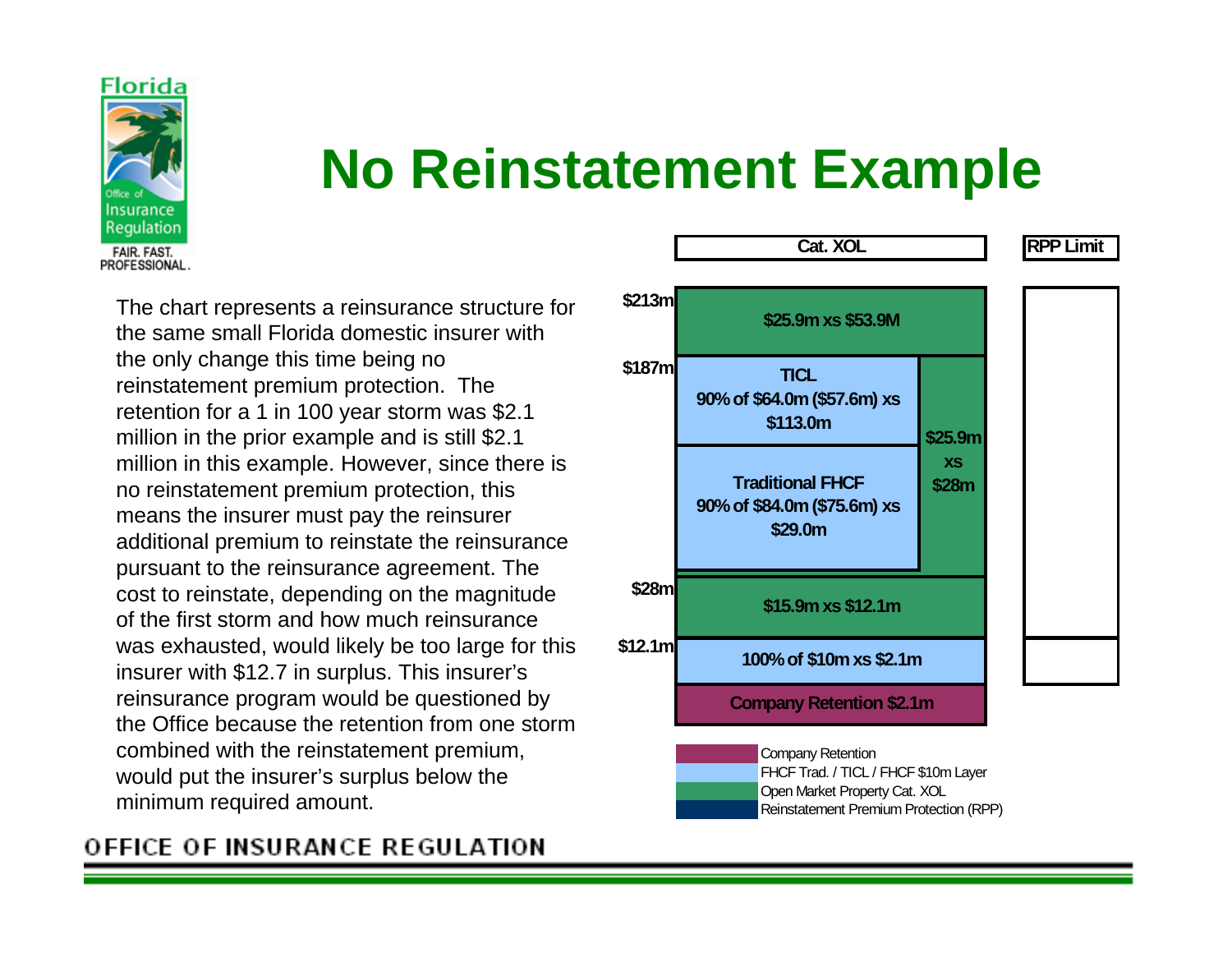# No Reinstatement Example

The chart represents a reinsurance structure for the same small Florida domestic insurer with the only change this time being no reinstatement premium protection. The retention for a 1 in 100 year storm was $2.1 million in the prior example and is still $2.1 million in this example. However, since there is no reinstatement premium protection, this means the insurer must pay the reinsurer additional premium to reinstate the reinsurance pursuant to the reinsurance agreement. The cost to reinstate, depending on the magnitude of the first storm and how much reinsurance was exhausted, would likely be too large for this insurer with $12.7 in surplus. This insurer's reinsurance program would be questioned by the Office because the retention from one storm combined with the reinstatement premium, would put the insurer's surplus below the minimum required amount.

**Cat. XOL** | **RPP Limit**

- $213m
  - $25.9m xs $53.9M
- $187m
  - TICL 90% of $64.0m ($57.6m) xs $113.0m
  - Traditional FHCF 90% of $84.0m ($75.6m) xs $29.0m
  - $25.9m xs $28m
- $28m
  - $15.9m xs $12.1m
- $12.1m
  - 100% of $10m xs $2.1m
  - Company Retention $2.1m

Legend:
- Company Retention
- FHCF Trad. / TICL / FHCF $10m Layer
- Open Market Property Cat. XOL
- Reinstatement Premium Protection (RPP)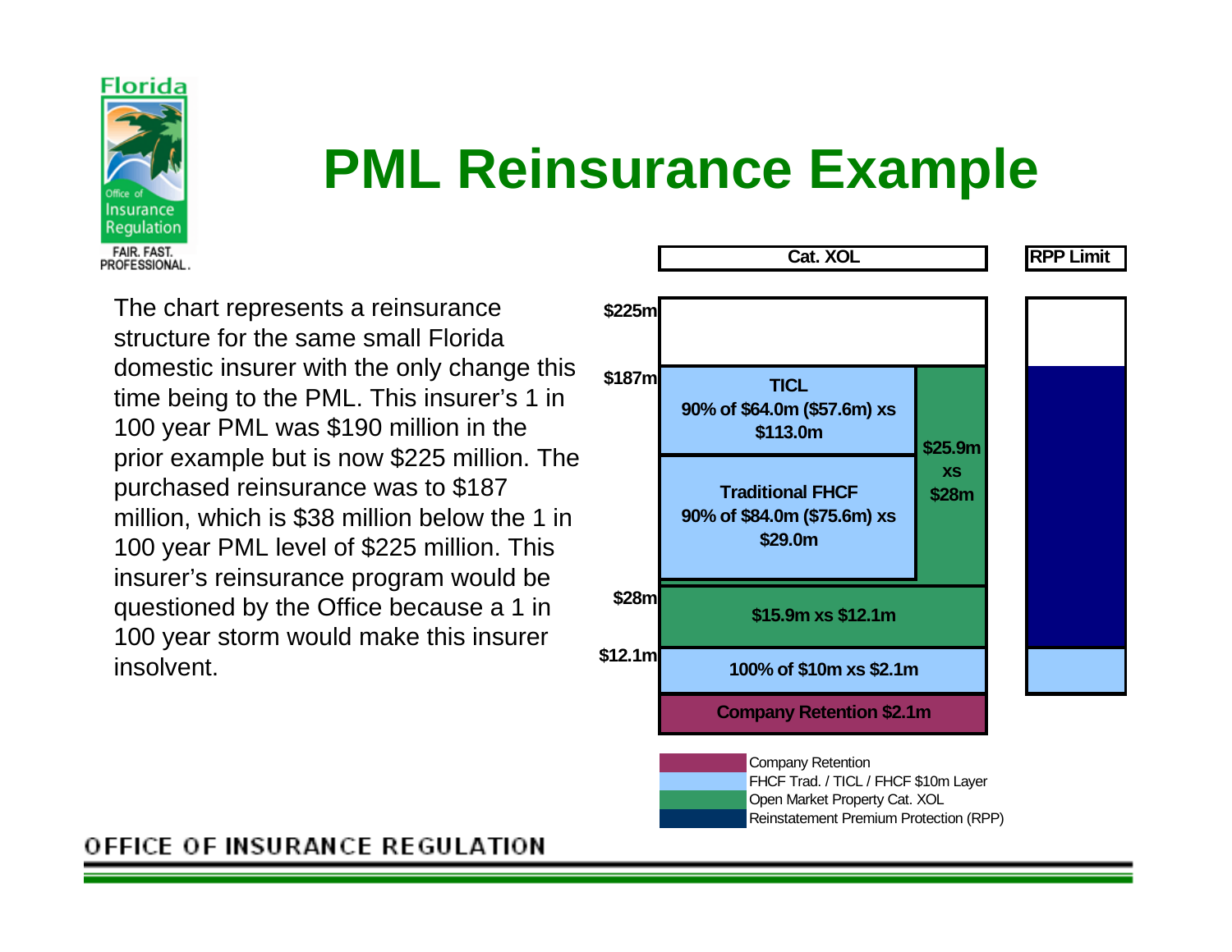# PML Reinsurance Example

The chart represents a reinsurance structure for the same small Florida domestic insurer with the only change this time being to the PML. This insurer's 1 in 100 year PML was $190 million in the prior example but is now $225 million. The purchased reinsurance was to $187 million, which is $38 million below the 1 in 100 year PML level of $225 million. This insurer's reinsurance program would be questioned by the Office because a 1 in 100 year storm would make this insurer insolvent.

Cat. XOL

RPP Limit

$225m

$187m

TICL
90% of $64.0m ($57.6m) xs $113.0m

$25.9m xs $28m

Traditional FHCF
90% of $84.0m ($75.6m) xs $29.0m

$28m

$15.9m xs $12.1m

$12.1m

100% of $10m xs $2.1m

Company Retention $2.1m

- Company Retention
- FHCF Trad. / TICL / FHCF $10m Layer
- Open Market Property Cat. XOL
- Reinstatement Premium Protection (RPP)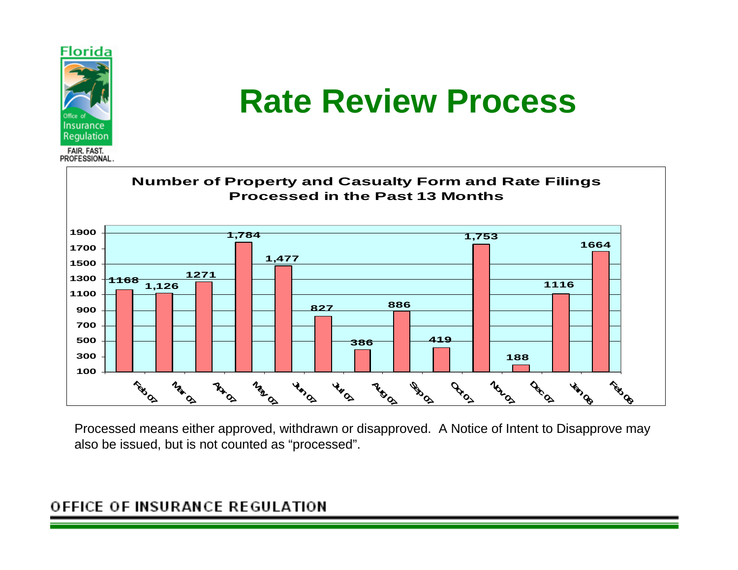# Rate Review Process

**Number of Property and Casualty Form and Rate Filings Processed in the Past 13 Months**

| Month | Filings Processed |
|---|---|
| Feb 07 | 1168 |
| Mar 07 | 1,126 |
| Apr 07 | 1271 |
| May 07 | 1,784 |
| Jun 07 | 1,477 |
| Jul 07 | 827 |
| Aug 07 | 386 |
| Sep 07 | 886 |
| Oct 07 | 419 |
| Nov 07 | 1,753 |
| Dec 07 | 188 |
| Jan 08 | 1116 |
| Feb 08 | 1664 |

Processed means either approved, withdrawn or disapproved. A Notice of Intent to Disapprove may also be issued, but is not counted as "processed".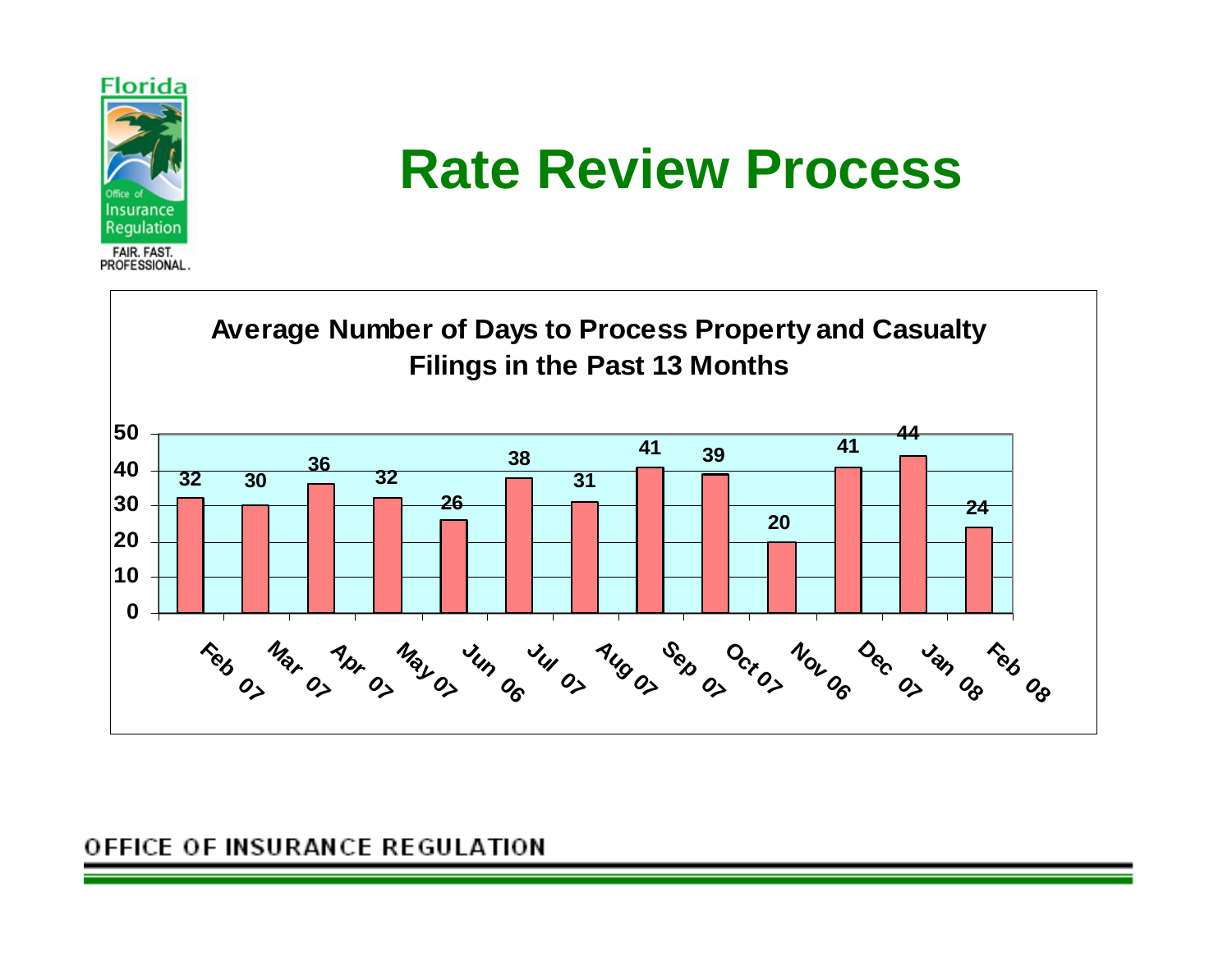# Rate Review Process

**Average Number of Days to Process Property and Casualty Filings in the Past 13 Months**

| Month | Days |
|---|---|
| Feb 07 | 32 |
| Mar 07 | 30 |
| Apr 07 | 36 |
| May 07 | 32 |
| Jun 06 | 26 |
| Jul 07 | 38 |
| Aug 07 | 31 |
| Sep 07 | 41 |
| Oct 07 | 39 |
| Nov 06 | 20 |
| Dec 07 | 41 |
| Jan 08 | 44 |
| Feb 08 | 24 |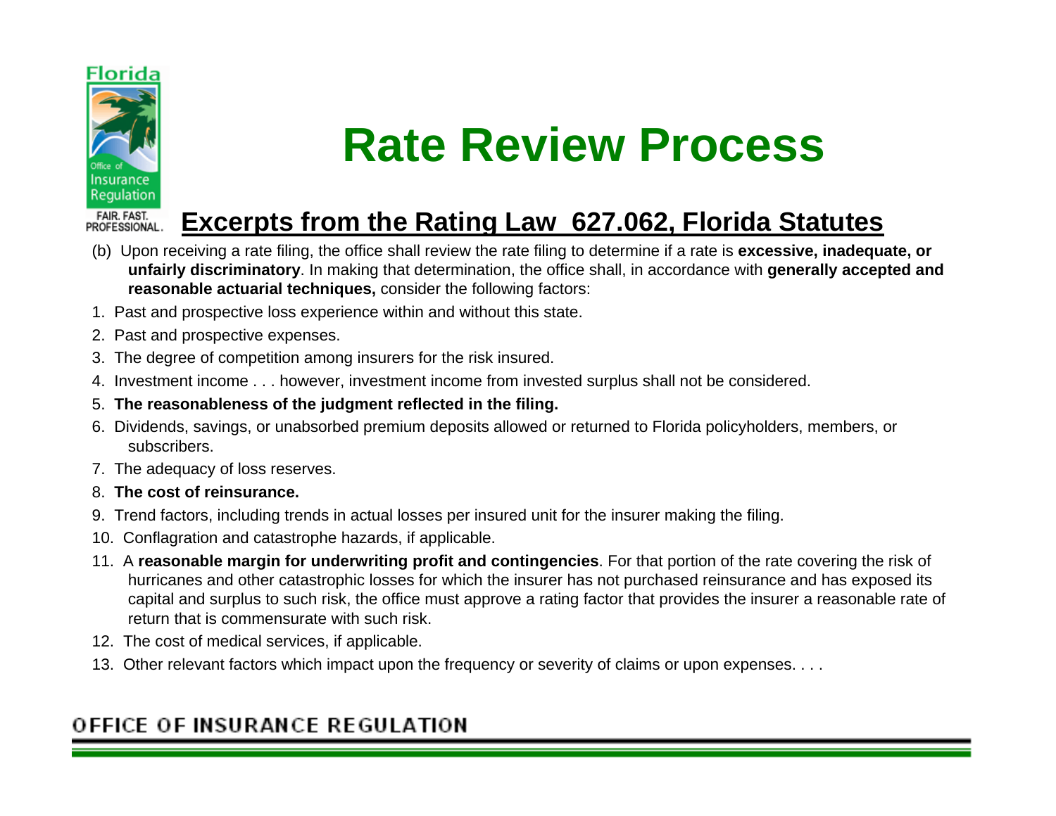# Rate Review Process

## Excerpts from the Rating Law 627.062, Florida Statutes

(b) Upon receiving a rate filing, the office shall review the rate filing to determine if a rate is **excessive, inadequate, or unfairly discriminatory**. In making that determination, the office shall, in accordance with **generally accepted and reasonable actuarial techniques,** consider the following factors:

1. Past and prospective loss experience within and without this state.
2. Past and prospective expenses.
3. The degree of competition among insurers for the risk insured.
4. Investment income . . . however, investment income from invested surplus shall not be considered.
5. **The reasonableness of the judgment reflected in the filing.**
6. Dividends, savings, or unabsorbed premium deposits allowed or returned to Florida policyholders, members, or subscribers.
7. The adequacy of loss reserves.
8. **The cost of reinsurance.**
9. Trend factors, including trends in actual losses per insured unit for the insurer making the filing.
10. Conflagration and catastrophe hazards, if applicable.
11. A **reasonable margin for underwriting profit and contingencies**. For that portion of the rate covering the risk of hurricanes and other catastrophic losses for which the insurer has not purchased reinsurance and has exposed its capital and surplus to such risk, the office must approve a rating factor that provides the insurer a reasonable rate of return that is commensurate with such risk.
12. The cost of medical services, if applicable.
13. Other relevant factors which impact upon the frequency or severity of claims or upon expenses. . . .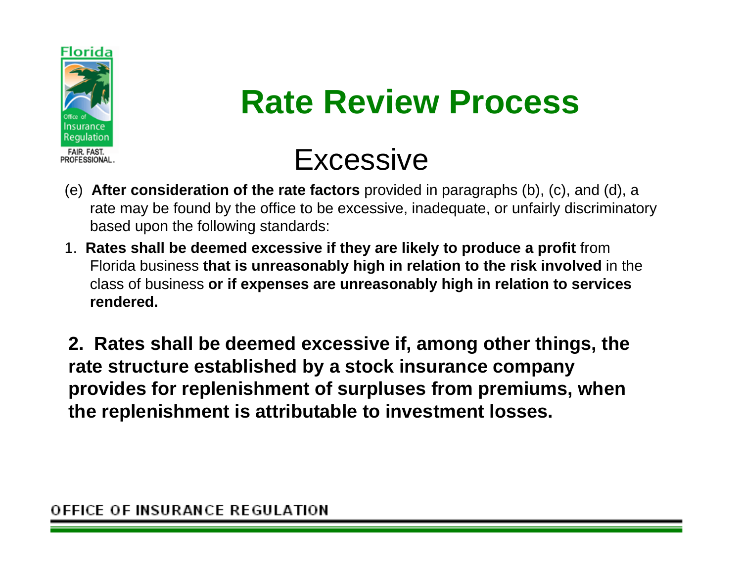# Rate Review Process

## Excessive

(e) **After consideration of the rate factors** provided in paragraphs (b), (c), and (d), a rate may be found by the office to be excessive, inadequate, or unfairly discriminatory based upon the following standards:

1. **Rates shall be deemed excessive if they are likely to produce a profit** from Florida business **that is unreasonably high in relation to the risk involved** in the class of business **or if expenses are unreasonably high in relation to services rendered.**

**2. Rates shall be deemed excessive if, among other things, the rate structure established by a stock insurance company provides for replenishment of surpluses from premiums, when the replenishment is attributable to investment losses.**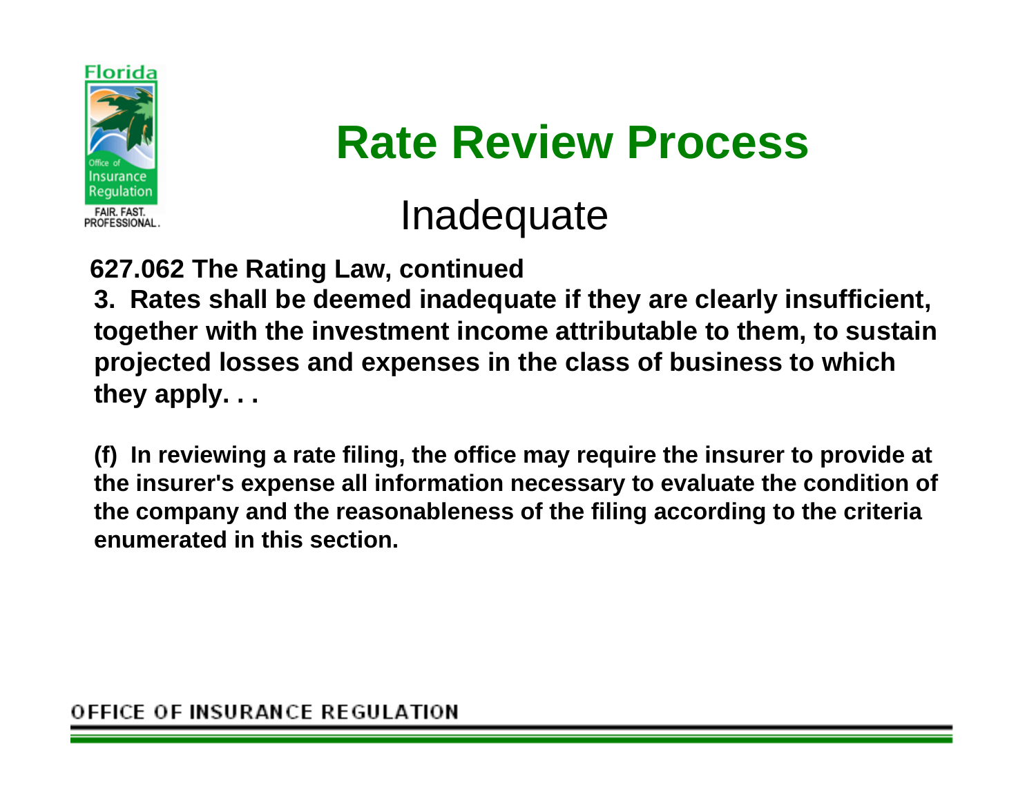# Rate Review Process

## Inadequate

**627.062 The Rating Law, continued**

**3. Rates shall be deemed inadequate if they are clearly insufficient, together with the investment income attributable to them, to sustain projected losses and expenses in the class of business to which they apply. . .**

**(f) In reviewing a rate filing, the office may require the insurer to provide at the insurer's expense all information necessary to evaluate the condition of the company and the reasonableness of the filing according to the criteria enumerated in this section.**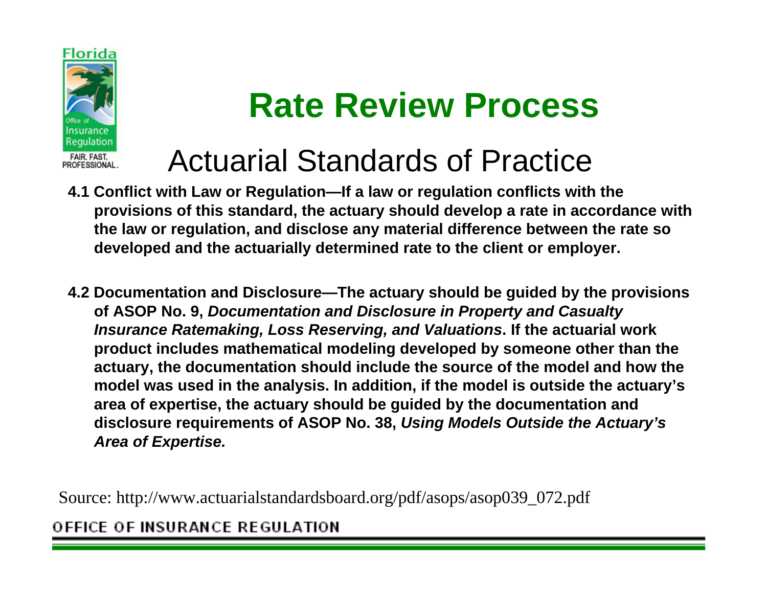# Rate Review Process

## Actuarial Standards of Practice

**4.1 Conflict with Law or Regulation—If a law or regulation conflicts with the provisions of this standard, the actuary should develop a rate in accordance with the law or regulation, and disclose any material difference between the rate so developed and the actuarially determined rate to the client or employer.**

**4.2 Documentation and Disclosure—The actuary should be guided by the provisions of ASOP No. 9, *Documentation and Disclosure in Property and Casualty Insurance Ratemaking, Loss Reserving, and Valuations*. If the actuarial work product includes mathematical modeling developed by someone other than the actuary, the documentation should include the source of the model and how the model was used in the analysis. In addition, if the model is outside the actuary's area of expertise, the actuary should be guided by the documentation and disclosure requirements of ASOP No. 38, *Using Models Outside the Actuary's Area of Expertise.***

Source: http://www.actuarialstandardsboard.org/pdf/asops/asop039_072.pdf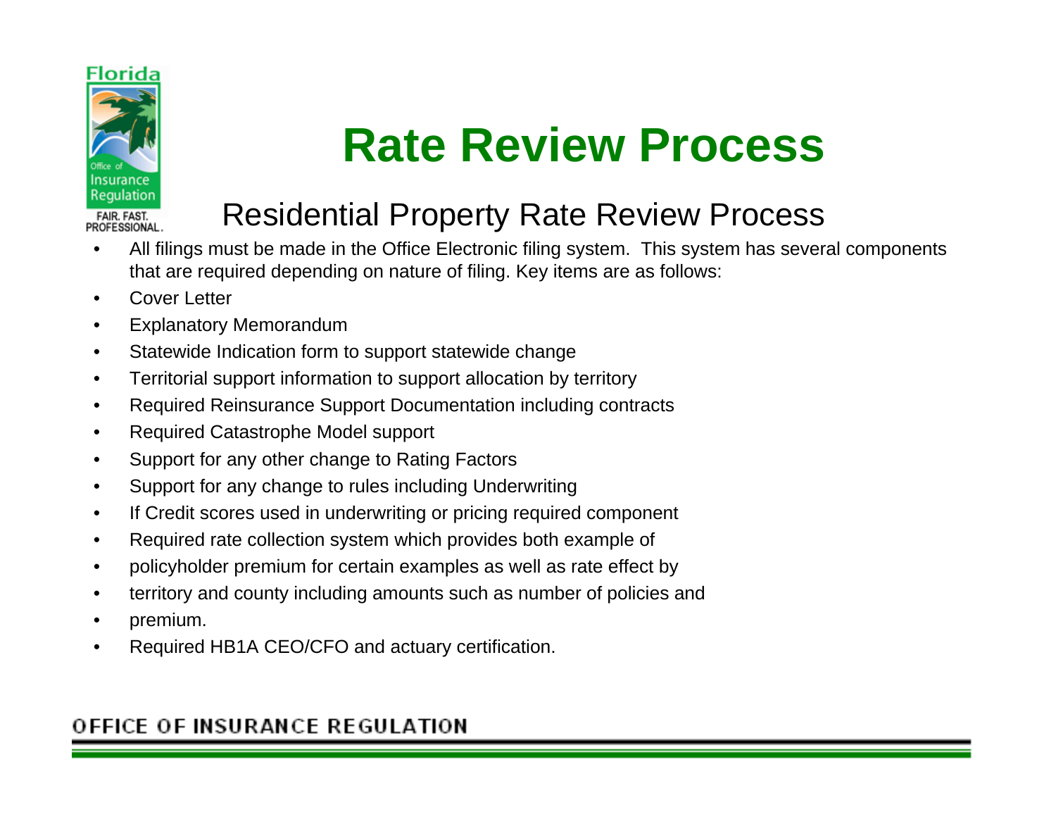# Rate Review Process

## Residential Property Rate Review Process

- All filings must be made in the Office Electronic filing system. This system has several components that are required depending on nature of filing. Key items are as follows:
- Cover Letter
- Explanatory Memorandum
- Statewide Indication form to support statewide change
- Territorial support information to support allocation by territory
- Required Reinsurance Support Documentation including contracts
- Required Catastrophe Model support
- Support for any other change to Rating Factors
- Support for any change to rules including Underwriting
- If Credit scores used in underwriting or pricing required component
- Required rate collection system which provides both example of
- policyholder premium for certain examples as well as rate effect by
- territory and county including amounts such as number of policies and
- premium.
- Required HB1A CEO/CFO and actuary certification.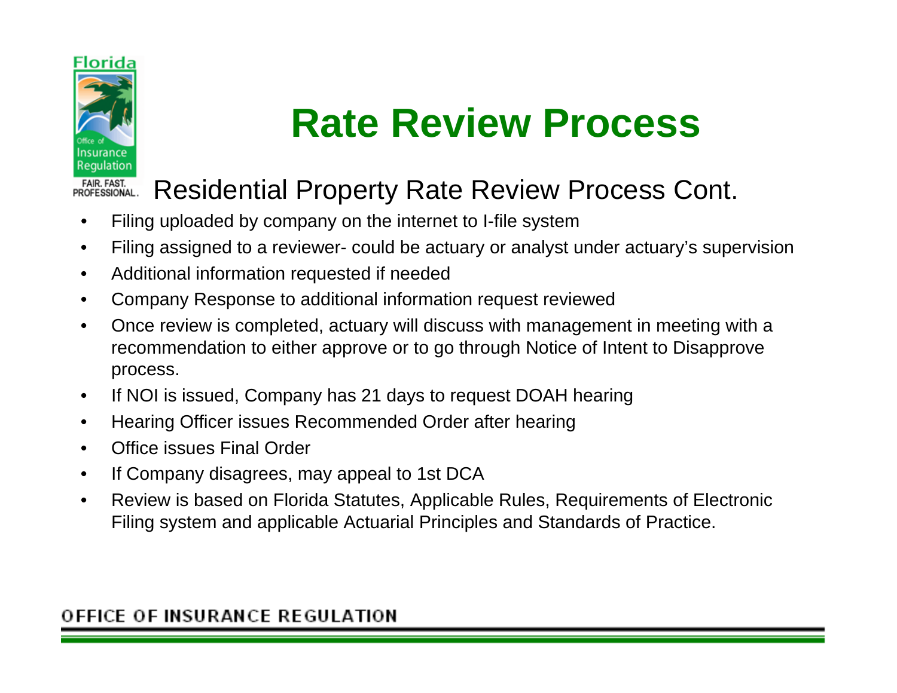# Rate Review Process

## Residential Property Rate Review Process Cont.

- Filing uploaded by company on the internet to I-file system
- Filing assigned to a reviewer- could be actuary or analyst under actuary's supervision
- Additional information requested if needed
- Company Response to additional information request reviewed
- Once review is completed, actuary will discuss with management in meeting with a recommendation to either approve or to go through Notice of Intent to Disapprove process.
- If NOI is issued, Company has 21 days to request DOAH hearing
- Hearing Officer issues Recommended Order after hearing
- Office issues Final Order
- If Company disagrees, may appeal to 1st DCA
- Review is based on Florida Statutes, Applicable Rules, Requirements of Electronic Filing system and applicable Actuarial Principles and Standards of Practice.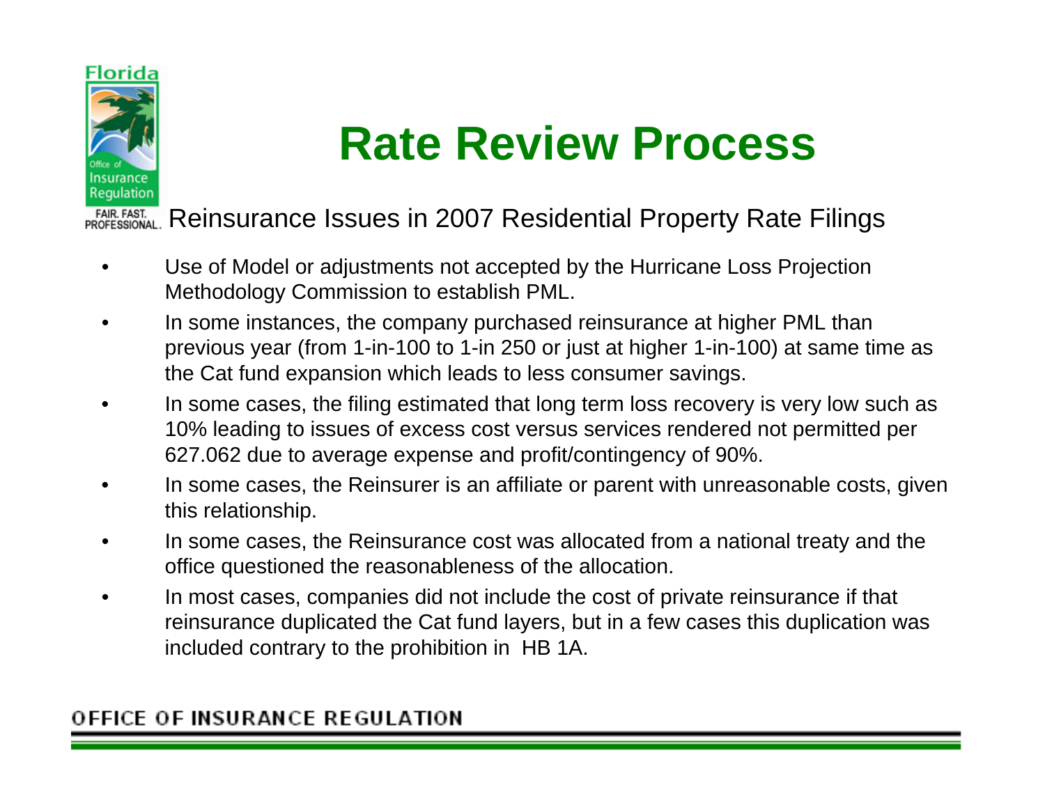# Rate Review Process

## Reinsurance Issues in 2007 Residential Property Rate Filings

- Use of Model or adjustments not accepted by the Hurricane Loss Projection Methodology Commission to establish PML.
- In some instances, the company purchased reinsurance at higher PML than previous year (from 1-in-100 to 1-in 250 or just at higher 1-in-100) at same time as the Cat fund expansion which leads to less consumer savings.
- In some cases, the filing estimated that long term loss recovery is very low such as 10% leading to issues of excess cost versus services rendered not permitted per 627.062 due to average expense and profit/contingency of 90%.
- In some cases, the Reinsurer is an affiliate or parent with unreasonable costs, given this relationship.
- In some cases, the Reinsurance cost was allocated from a national treaty and the office questioned the reasonableness of the allocation.
- In most cases, companies did not include the cost of private reinsurance if that reinsurance duplicated the Cat fund layers, but in a few cases this duplication was included contrary to the prohibition in HB 1A.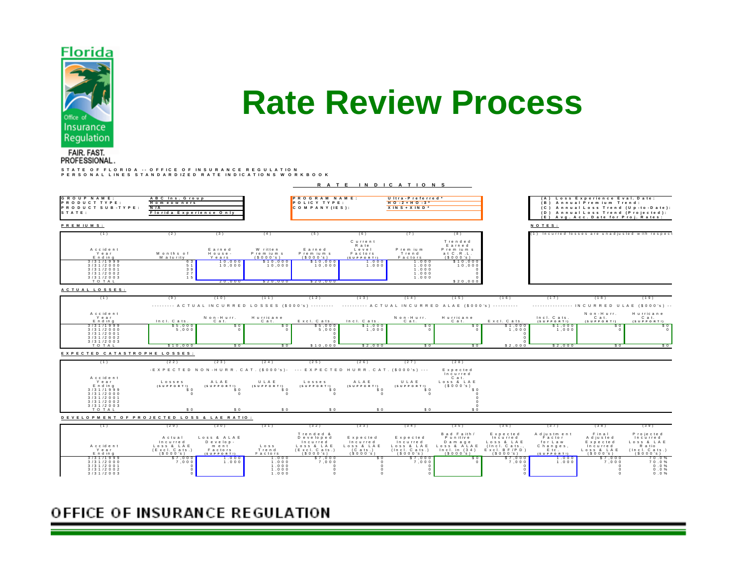# Rate Review Process

STATE OF FLORIDA -- OFFICE OF INSURANCE REGULATION
PERSONAL LINES STANDARDIZED RATE INDICATIONS WORKBOOK

## RATE INDICATIONS

| | | | |
|---|---|---|---|
| GROUP NAME: | ABC Ins. Group | PROGRAM NAME: | Ultra-Preferred* |
| PRODUCT TYPE: | Homeowners | POLICY TYPE: | HO-2+HO-3* |
| PRODUCT SUB-TYPE: | N/A | COMPANY(IES): | XINS+XIND* |
| STATE: | Florida Experience Only | | |

(A) Loss Experience Eval. Date:
(B) Annual Premium Trend:
(C) Annual Loss Trend (Up-to-Date):
(D) Annual Loss Trend (Projected):
(E) Avg. Acc. Date for Proj. Rates:

**NOTES:**

(1) Incurred losses are unadjusted with respect

**PREMIUMS:**

| (1) Accident Year Ending | (2) Months of Maturity | (3) Earned House-Years | (4) Written Premiums ($000's) | (5) Earned Premiums ($000's) | (6) Current Rate Level Factors (SUPPORT!) | (7) Premium Trend Factors | (8) Trended Earned Premiums at C.R.L. ($000's) |
|---|---|---|---|---|---|---|---|
| 3/31/1999 | 63 | 10,000 | $10,000 | $10,000 | 1.000 | 1.000 | $10,000 |
| 3/31/2000 | 51 | 10,000 | 10,000 | 10,000 | 1.000 | 1.000 | 10,000 |
| 3/31/2001 | 39 | | | | | 1.000 | 0 |
| 3/31/2002 | 27 | | | | | 1.000 | 0 |
| 3/31/2003 | 15 | | | | | 1.000 | 0 |
| TOTAL | | 20,000 | $20,000 | $20,000 | | | $20,000 |

**ACTUAL LOSSES:**

| (1) Accident Year Ending | (9) Actual Incurred Losses ($000's): Incl. Cats. | (10) Non-Hurr. Cat. | (11) Hurricane Cat. | (12) Excl. Cats. | (13) Actual Incurred ALAE ($000's): Incl. Cats. | (14) Non-Hurr. Cat. | (15) Hurricane Cat. | (16) Excl. Cats. | (17) Incurred ULAE ($000's): Incl. Cats. (SUPPORT!) | (18) Non-Hurr. Cat. (SUPPORT!) | (19) Hurricane Cat. (SUPPORT!) |
|---|---|---|---|---|---|---|---|---|---|---|---|
| 3/31/1999 | $5,000 | $0 | $0 | $5,000 | $1,000 | $0 | $0 | $1,000 | $1,000 | $0 | $0 |
| 3/31/2000 | 5,000 | 0 | 0 | 5,000 | 1,000 | 0 | 0 | 1,000 | 1,000 | 0 | 0 |
| 3/31/2001 | | | | 0 | | | | 0 | | | |
| 3/31/2002 | | | | 0 | | | | 0 | | | |
| 3/31/2003 | | | | 0 | | | | 0 | | | |
| TOTAL | $10,000 | $0 | $0 | $10,000 | $2,000 | $0 | $0 | $2,000 | $2,000 | $0 | $0 |

**EXPECTED CATASTROPHE LOSSES:**

| (1) Accident Year Ending | (22) Expected Non-Hurr. Cat. ($000's): Losses (SUPPORT!) | (23) ALAE (SUPPORT!) | (24) ULAE (SUPPORT!) | (25) Expected Hurr. Cat. ($000's): Losses (SUPPORT!) | (26) ALAE (SUPPORT!) | (27) ULAE (SUPPORT!) | (28) Expected Incurred Cat. Loss & LAE ($000's) |
|---|---|---|---|---|---|---|---|
| 3/31/1999 | $0 | $0 | $0 | $0 | $0 | $0 | $0 |
| 3/31/2000 | 0 | 0 | 0 | 0 | 0 | 0 | 0 |
| 3/31/2001 | | | | | | | 0 |
| 3/31/2002 | | | | | | | 0 |
| 3/31/2003 | | | | | | | 0 |
| TOTAL | $0 | $0 | $0 | $0 | $0 | $0 | $0 |

**DEVELOPMENT OF PROJECTED LOSS & LAE RATIO:**

| (1) Accident Year Ending | (29) Actual Incurred Loss & LAE (Excl. Cats.) ($000's) | (30) Loss & ALAE Development Factors (SUPPORT!) | (31) Loss Trend Factors | (32) Trended & Developed Incurred Loss & LAE (Excl. Cats.) ($000's) | (33) Expected Incurred Loss & LAE (Cats.) ($000's) | (34) Expected Incurred Loss & LAE (Incl. Cats.) ($000's) | (35) Bad Faith/Punitive Damage Loss & ALAE Incl. in (34) ($000's) | (36) Expected Incurred Loss & LAE (Incl. Cats., Excl. BF/PD) ($000's) | (37) Adjustment Factor for Law Changes, Etc. (SUPPORT!) | (38) Final Adjusted Expected Incurred Loss & LAE ($000's) | (39) Projected Incurred Loss & LAE Ratio (Incl. Cats.) ($000's) |
|---|---|---|---|---|---|---|---|---|---|---|---|
| 3/31/1999 | $7,000 | 1.000 | 1.000 | $7,000 | $0 | $7,000 | $0 | $7,000 | 1.000 | $7,000 | 70.0% |
| 3/31/2000 | 7,000 | 1.000 | 1.000 | 7,000 | 0 | 7,000 | 0 | 7,000 | 1.000 | 7,000 | 70.0% |
| 3/31/2001 | 0 | | 1.000 | 0 | 0 | 0 | | 0 | | 0 | 0.0% |
| 3/31/2002 | 0 | | 1.000 | 0 | 0 | 0 | | 0 | | 0 | 0.0% |
| 3/31/2003 | 0 | | 1.000 | 0 | 0 | 0 | | 0 | | 0 | 0.0% |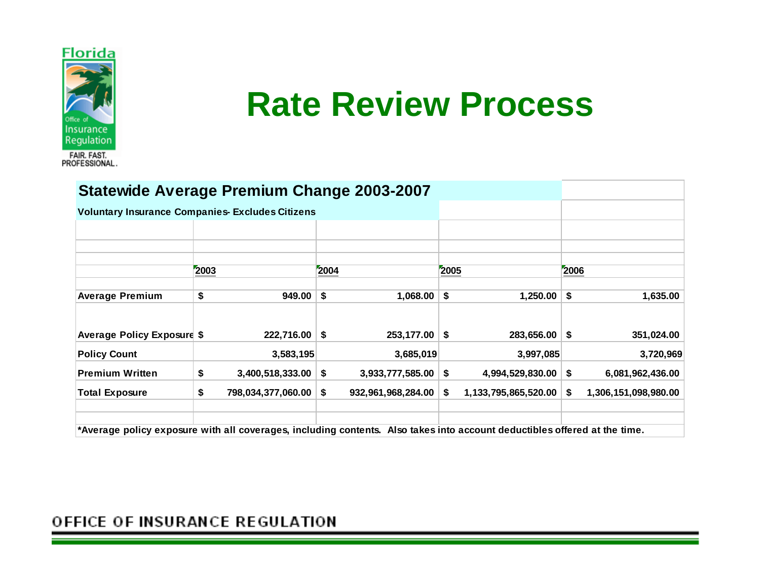# Rate Review Process

## Statewide Average Premium Change 2003-2007

**Voluntary Insurance Companies- Excludes Citizens**

| | 2003 | 2004 | 2005 | 2006 |
|---|---|---|---|---|
| **Average Premium** | $ 949.00 | $ 1,068.00 | $ 1,250.00 | $ 1,635.00 |
| **Average Policy Exposure** | $ 222,716.00 | $ 253,177.00 | $ 283,656.00 | $ 351,024.00 |
| **Policy Count** | 3,583,195 | 3,685,019 | 3,997,085 | 3,720,969 |
| **Premium Written** | $ 3,400,518,333.00 | $ 3,933,777,585.00 | $ 4,994,529,830.00 | $ 6,081,962,436.00 |
| **Total Exposure** | $ 798,034,377,060.00 | $ 932,961,968,284.00 | $ 1,133,795,865,520.00 | $ 1,306,151,098,980.00 |

**\*Average policy exposure with all coverages, including contents. Also takes into account deductibles offered at the time.**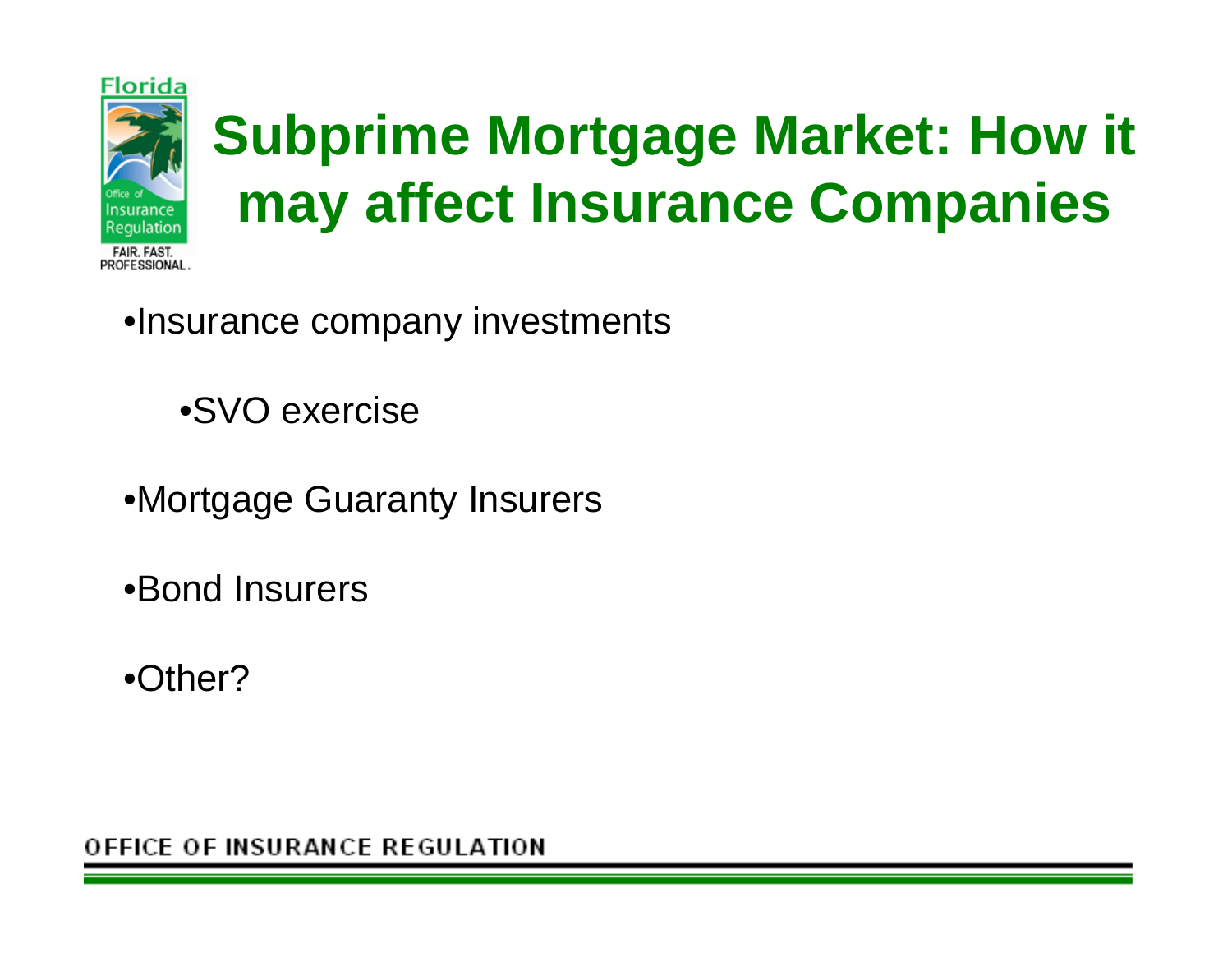# Subprime Mortgage Market: How it may affect Insurance Companies

- Insurance company investments
  - SVO exercise
- Mortgage Guaranty Insurers
- Bond Insurers
- Other?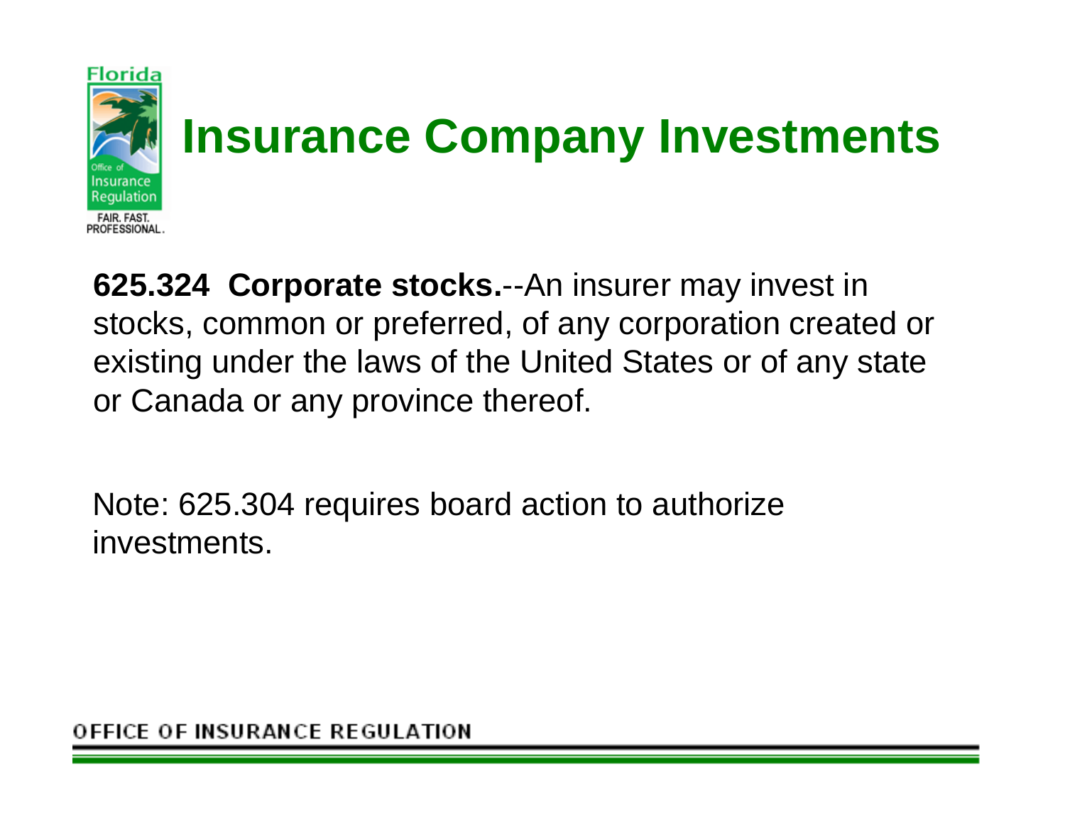# Insurance Company Investments

**625.324 Corporate stocks.**--An insurer may invest in stocks, common or preferred, of any corporation created or existing under the laws of the United States or of any state or Canada or any province thereof.

Note: 625.304 requires board action to authorize investments.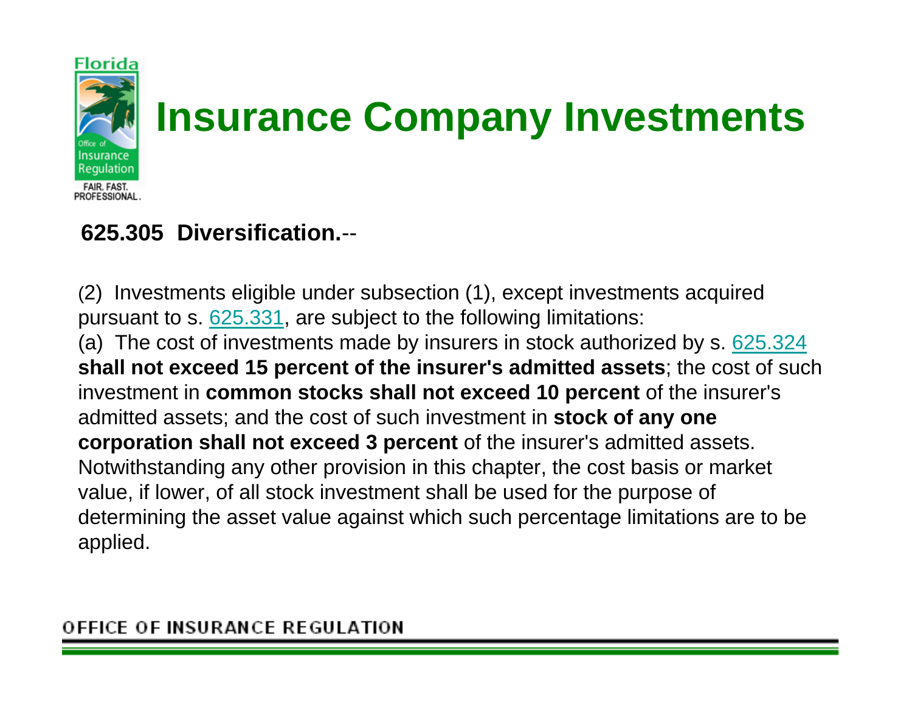# Insurance Company Investments

**625.305 Diversification.**--

(2) Investments eligible under subsection (1), except investments acquired pursuant to s. 625.331, are subject to the following limitations:

(a) The cost of investments made by insurers in stock authorized by s. 625.324 **shall not exceed 15 percent of the insurer's admitted assets**; the cost of such investment in **common stocks shall not exceed 10 percent** of the insurer's admitted assets; and the cost of such investment in **stock of any one corporation shall not exceed 3 percent** of the insurer's admitted assets. Notwithstanding any other provision in this chapter, the cost basis or market value, if lower, of all stock investment shall be used for the purpose of determining the asset value against which such percentage limitations are to be applied.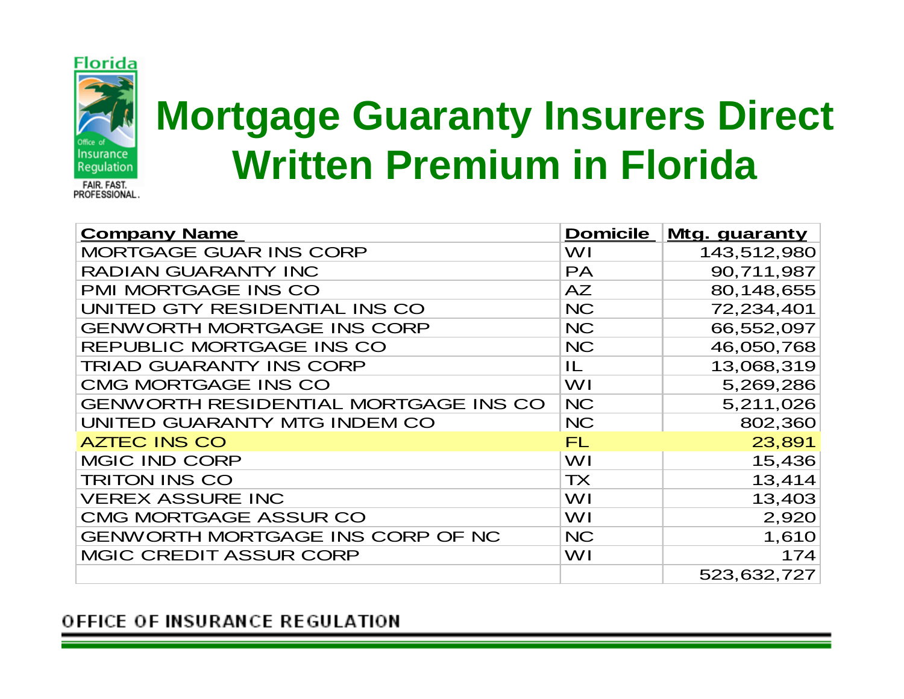# Mortgage Guaranty Insurers Direct Written Premium in Florida

| Company Name | Domicile | Mtg. guaranty |
|---|---|---|
| MORTGAGE GUAR INS CORP | WI | 143,512,980 |
| RADIAN GUARANTY INC | PA | 90,711,987 |
| PMI MORTGAGE INS CO | AZ | 80,148,655 |
| UNITED GTY RESIDENTIAL INS CO | NC | 72,234,401 |
| GENWORTH MORTGAGE INS CORP | NC | 66,552,097 |
| REPUBLIC MORTGAGE INS CO | NC | 46,050,768 |
| TRIAD GUARANTY INS CORP | IL | 13,068,319 |
| CMG MORTGAGE INS CO | WI | 5,269,286 |
| GENWORTH RESIDENTIAL MORTGAGE INS CO | NC | 5,211,026 |
| UNITED GUARANTY MTG INDEM CO | NC | 802,360 |
| AZTEC INS CO | FL | 23,891 |
| MGIC IND CORP | WI | 15,436 |
| TRITON INS CO | TX | 13,414 |
| VEREX ASSURE INC | WI | 13,403 |
| CMG MORTGAGE ASSUR CO | WI | 2,920 |
| GENWORTH MORTGAGE INS CORP OF NC | NC | 1,610 |
| MGIC CREDIT ASSUR CORP | WI | 174 |
| | | 523,632,727 |

OFFICE OF INSURANCE REGULATION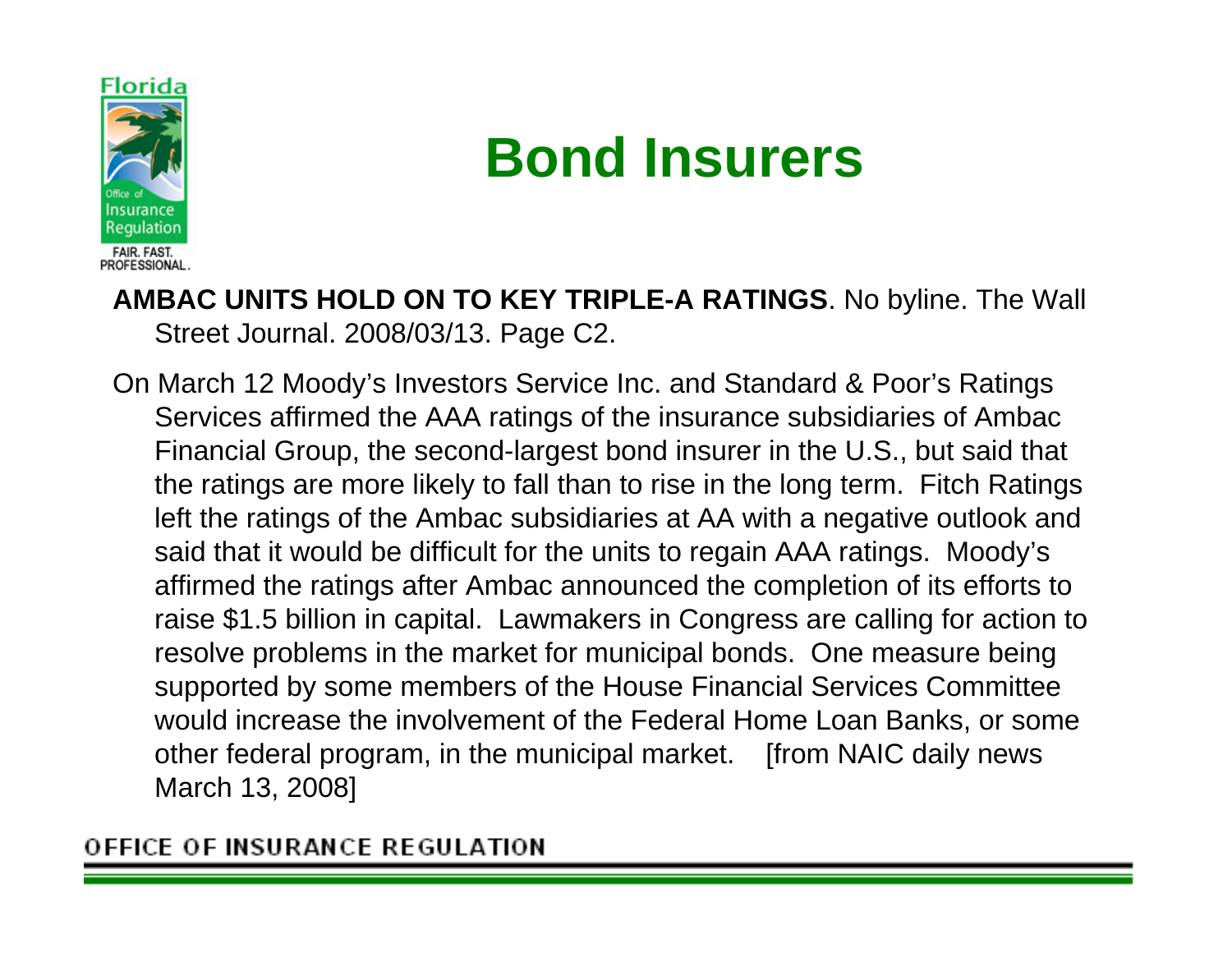# Bond Insurers

**AMBAC UNITS HOLD ON TO KEY TRIPLE-A RATINGS**. No byline. The Wall Street Journal. 2008/03/13. Page C2.

On March 12 Moody's Investors Service Inc. and Standard & Poor's Ratings Services affirmed the AAA ratings of the insurance subsidiaries of Ambac Financial Group, the second-largest bond insurer in the U.S., but said that the ratings are more likely to fall than to rise in the long term. Fitch Ratings left the ratings of the Ambac subsidiaries at AA with a negative outlook and said that it would be difficult for the units to regain AAA ratings. Moody's affirmed the ratings after Ambac announced the completion of its efforts to raise $1.5 billion in capital. Lawmakers in Congress are calling for action to resolve problems in the market for municipal bonds. One measure being supported by some members of the House Financial Services Committee would increase the involvement of the Federal Home Loan Banks, or some other federal program, in the municipal market. [from NAIC daily news March 13, 2008]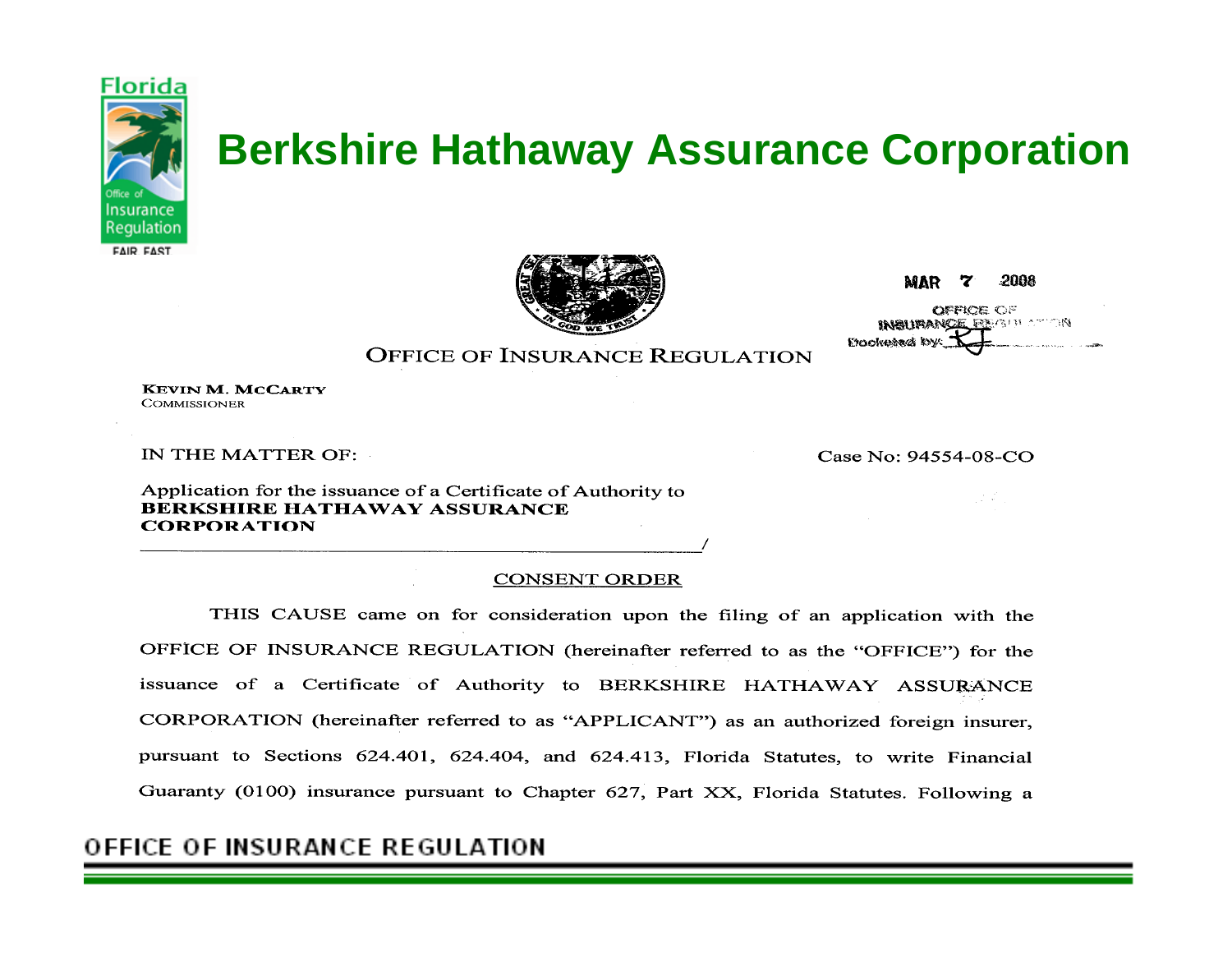# Berkshire Hathaway Assurance Corporation

MAR 7 2008

OFFICE OF INSURANCE REGULATION

Docketed by: RJ

OFFICE OF INSURANCE REGULATION

**KEVIN M. MCCARTY**
COMMISSIONER

IN THE MATTER OF:

Case No: 94554-08-CO

Application for the issuance of a Certificate of Authority to
**BERKSHIRE HATHAWAY ASSURANCE CORPORATION**

______________________________________/

CONSENT ORDER

THIS CAUSE came on for consideration upon the filing of an application with the OFFICE OF INSURANCE REGULATION (hereinafter referred to as the "OFFICE") for the issuance of a Certificate of Authority to BERKSHIRE HATHAWAY ASSURANCE CORPORATION (hereinafter referred to as "APPLICANT") as an authorized foreign insurer, pursuant to Sections 624.401, 624.404, and 624.413, Florida Statutes, to write Financial Guaranty (0100) insurance pursuant to Chapter 627, Part XX, Florida Statutes. Following a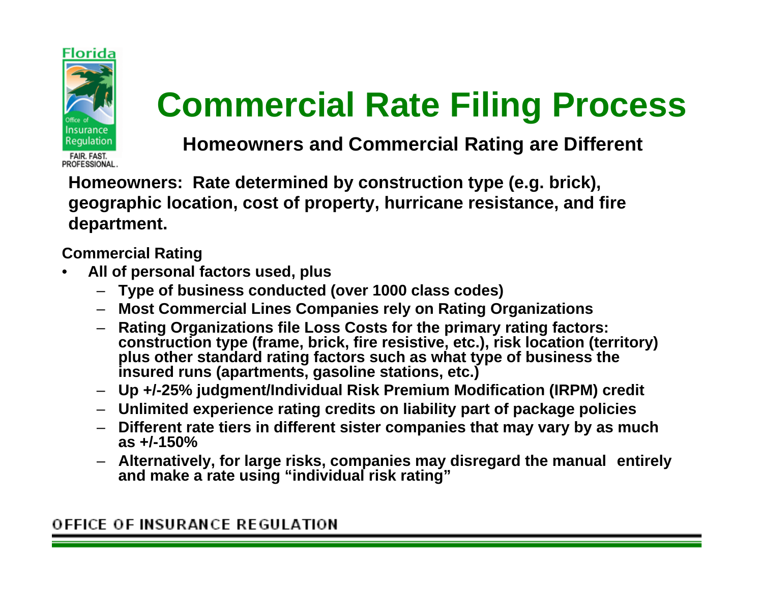# Commercial Rate Filing Process

**Homeowners and Commercial Rating are Different**

**Homeowners: Rate determined by construction type (e.g. brick), geographic location, cost of property, hurricane resistance, and fire department.**

**Commercial Rating**

- **All of personal factors used, plus**
  - **Type of business conducted (over 1000 class codes)**
  - **Most Commercial Lines Companies rely on Rating Organizations**
  - **Rating Organizations file Loss Costs for the primary rating factors: construction type (frame, brick, fire resistive, etc.), risk location (territory) plus other standard rating factors such as what type of business the insured runs (apartments, gasoline stations, etc.)**
  - **Up +/-25% judgment/Individual Risk Premium Modification (IRPM) credit**
  - **Unlimited experience rating credits on liability part of package policies**
  - **Different rate tiers in different sister companies that may vary by as much as +/-150%**
  - **Alternatively, for large risks, companies may disregard the manual entirely and make a rate using "individual risk rating"**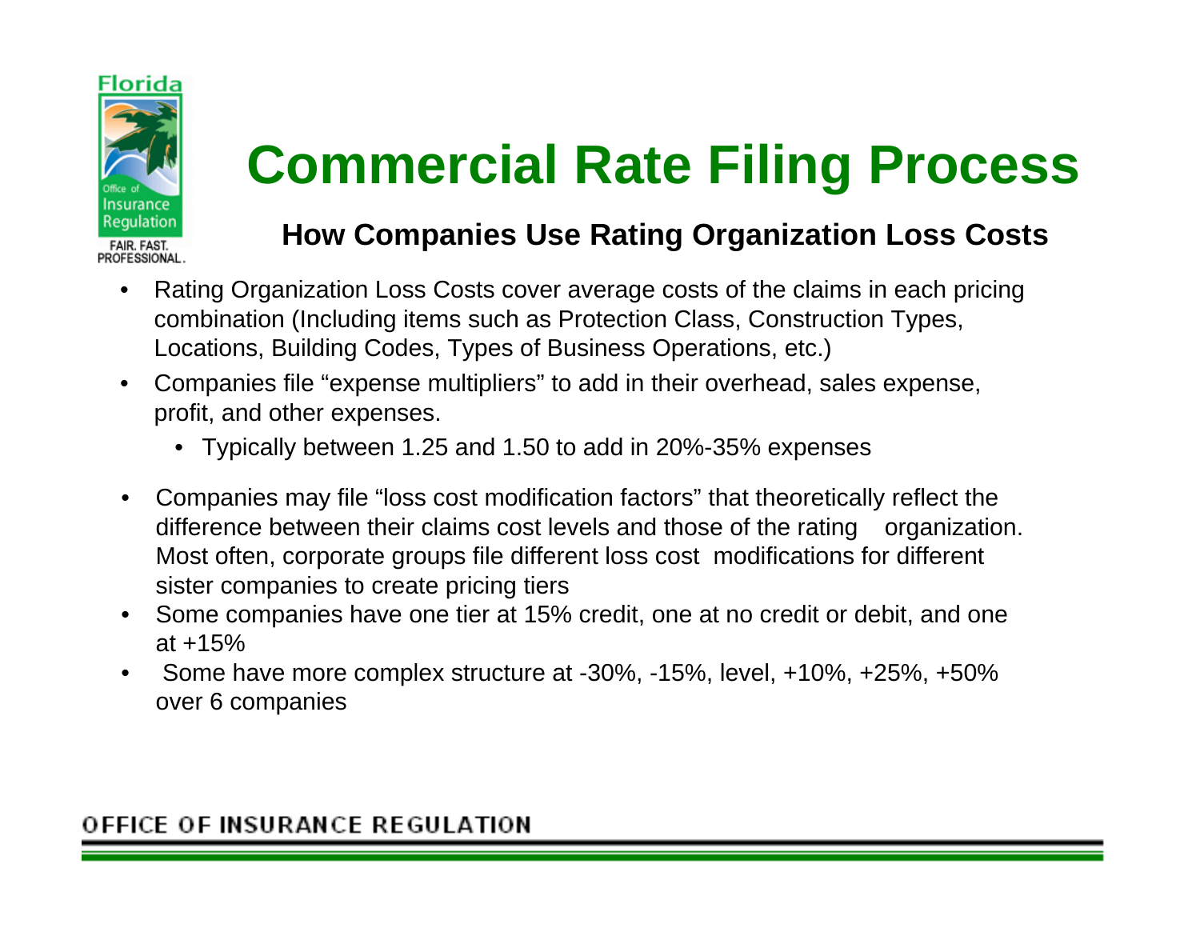# Commercial Rate Filing Process

## How Companies Use Rating Organization Loss Costs

- Rating Organization Loss Costs cover average costs of the claims in each pricing combination (Including items such as Protection Class, Construction Types, Locations, Building Codes, Types of Business Operations, etc.)
- Companies file "expense multipliers" to add in their overhead, sales expense, profit, and other expenses.
  - Typically between 1.25 and 1.50 to add in 20%-35% expenses
- Companies may file "loss cost modification factors" that theoretically reflect the difference between their claims cost levels and those of the rating organization. Most often, corporate groups file different loss cost modifications for different sister companies to create pricing tiers
- Some companies have one tier at 15% credit, one at no credit or debit, and one at +15%
- Some have more complex structure at -30%, -15%, level, +10%, +25%, +50% over 6 companies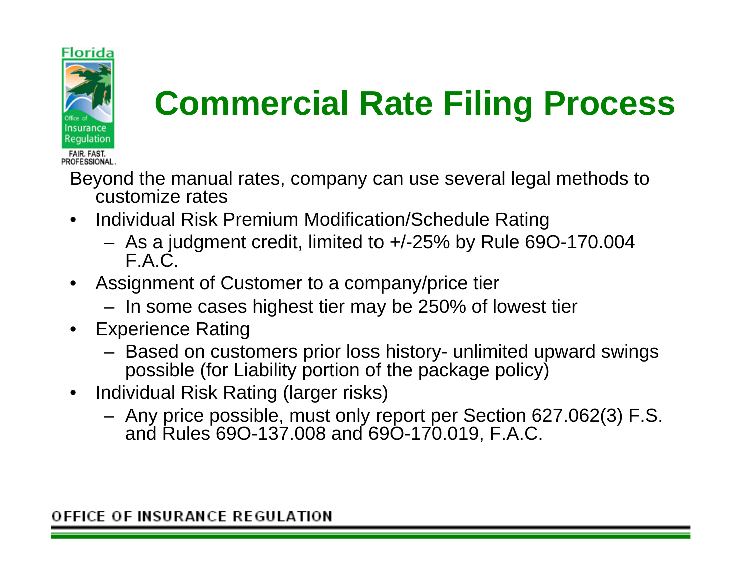# Commercial Rate Filing Process

Beyond the manual rates, company can use several legal methods to customize rates

- Individual Risk Premium Modification/Schedule Rating
  - As a judgment credit, limited to +/-25% by Rule 69O-170.004 F.A.C.
- Assignment of Customer to a company/price tier
  - In some cases highest tier may be 250% of lowest tier
- Experience Rating
  - Based on customers prior loss history- unlimited upward swings possible (for Liability portion of the package policy)
- Individual Risk Rating (larger risks)
  - Any price possible, must only report per Section 627.062(3) F.S. and Rules 69O-137.008 and 69O-170.019, F.A.C.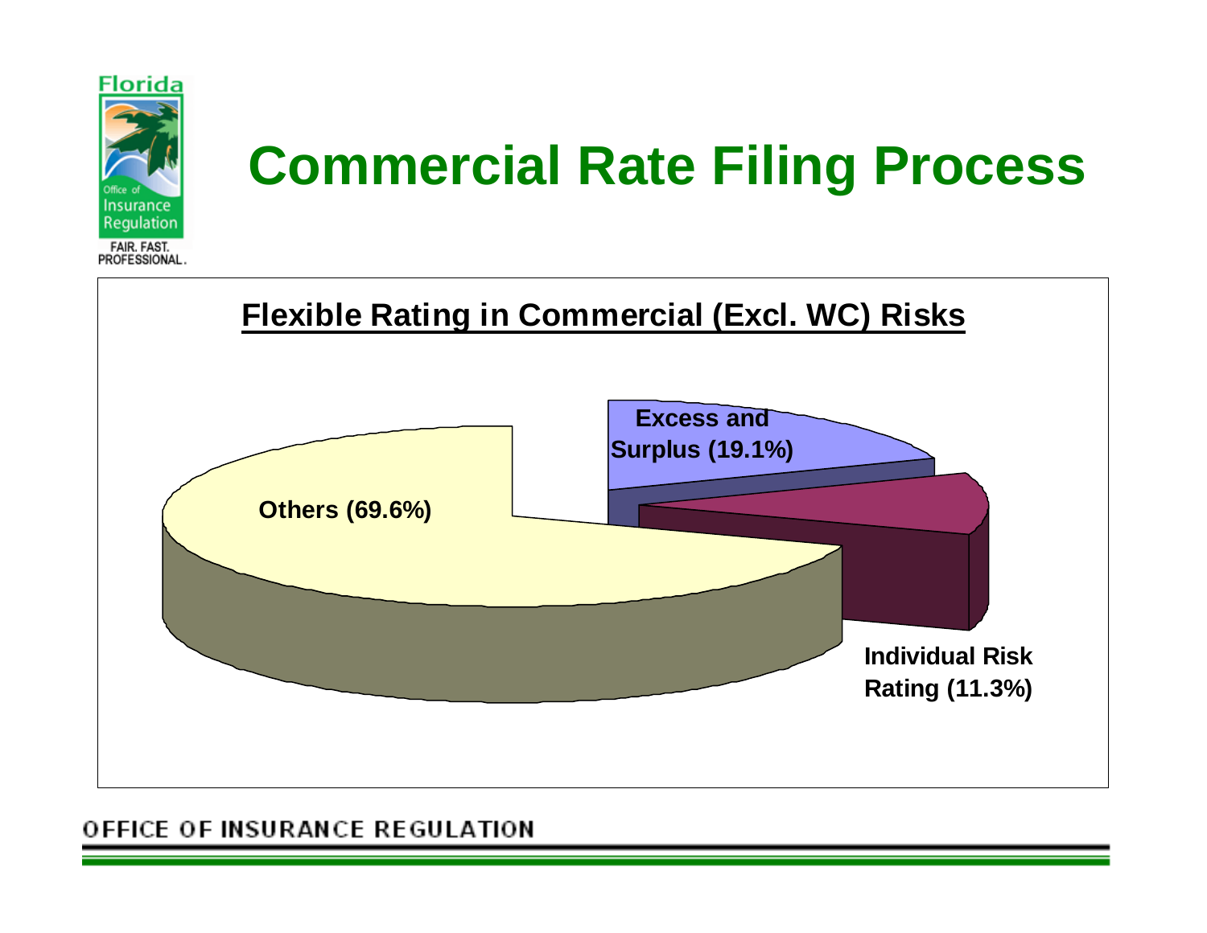# Commercial Rate Filing Process

**Flexible Rating in Commercial (Excl. WC) Risks**

- Others (69.6%)
- Excess and Surplus (19.1%)
- Individual Risk Rating (11.3%)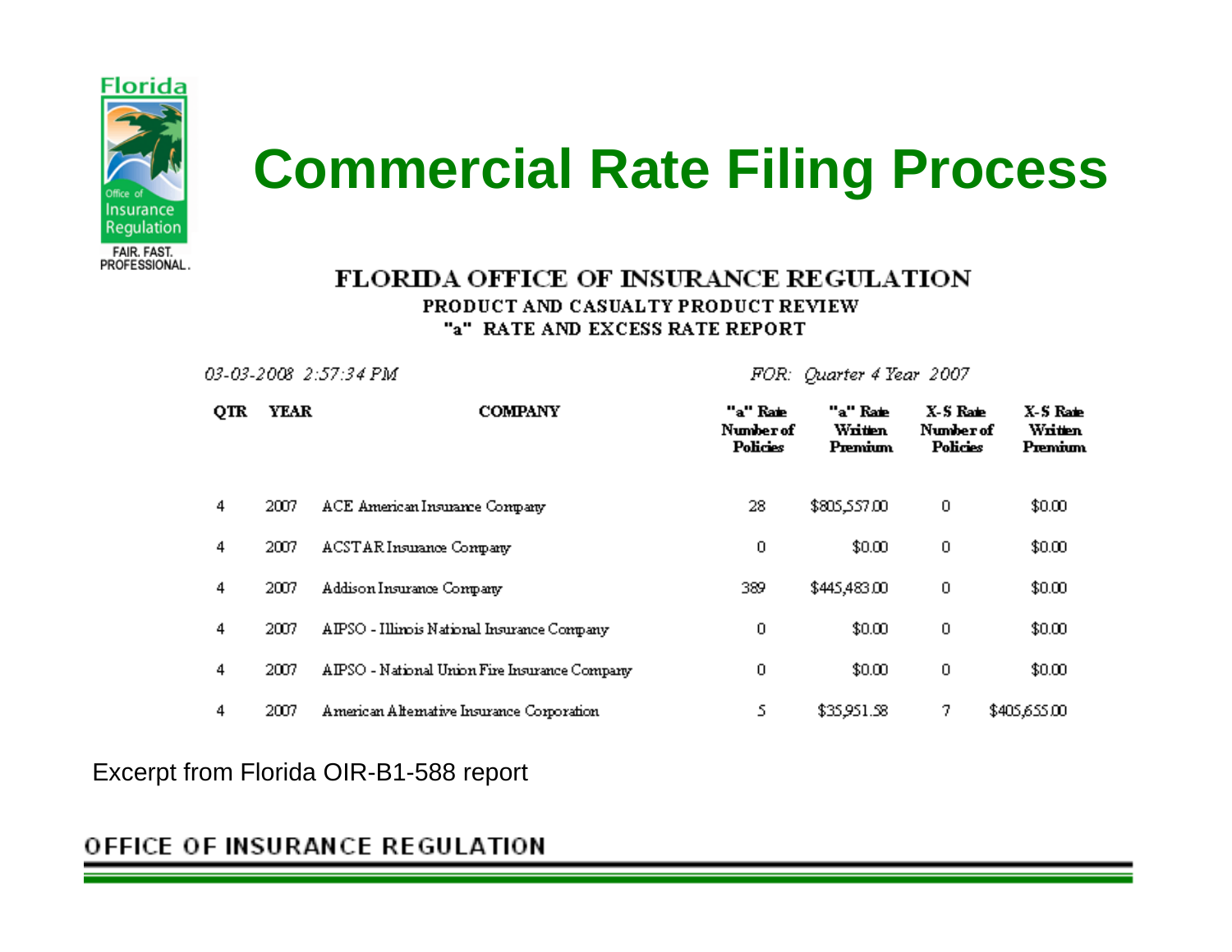# Commercial Rate Filing Process

**FLORIDA OFFICE OF INSURANCE REGULATION**

**PRODUCT AND CASUALTY PRODUCT REVIEW**

**"a" RATE AND EXCESS RATE REPORT**

*03-03-2008 2:57:34 PM* *FOR: Quarter 4 Year 2007*

| QTR | YEAR | COMPANY | "a" Rate Number of Policies | "a" Rate Written Premium | X-S Rate Number of Policies | X-S Rate Written Premium |
|---|---|---|---|---|---|---|
| 4 | 2007 | ACE American Insurance Company | 28 | $805,557.00 | 0 | $0.00 |
| 4 | 2007 | ACSTAR Insurance Company | 0 | $0.00 | 0 | $0.00 |
| 4 | 2007 | Addison Insurance Company | 389 | $445,483.00 | 0 | $0.00 |
| 4 | 2007 | AIPSO - Illinois National Insurance Company | 0 | $0.00 | 0 | $0.00 |
| 4 | 2007 | AIPSO - National Union Fire Insurance Company | 0 | $0.00 | 0 | $0.00 |
| 4 | 2007 | American Alternative Insurance Corporation | 5 | $35,951.58 | 7 | $405,655.00 |

Excerpt from Florida OIR-B1-588 report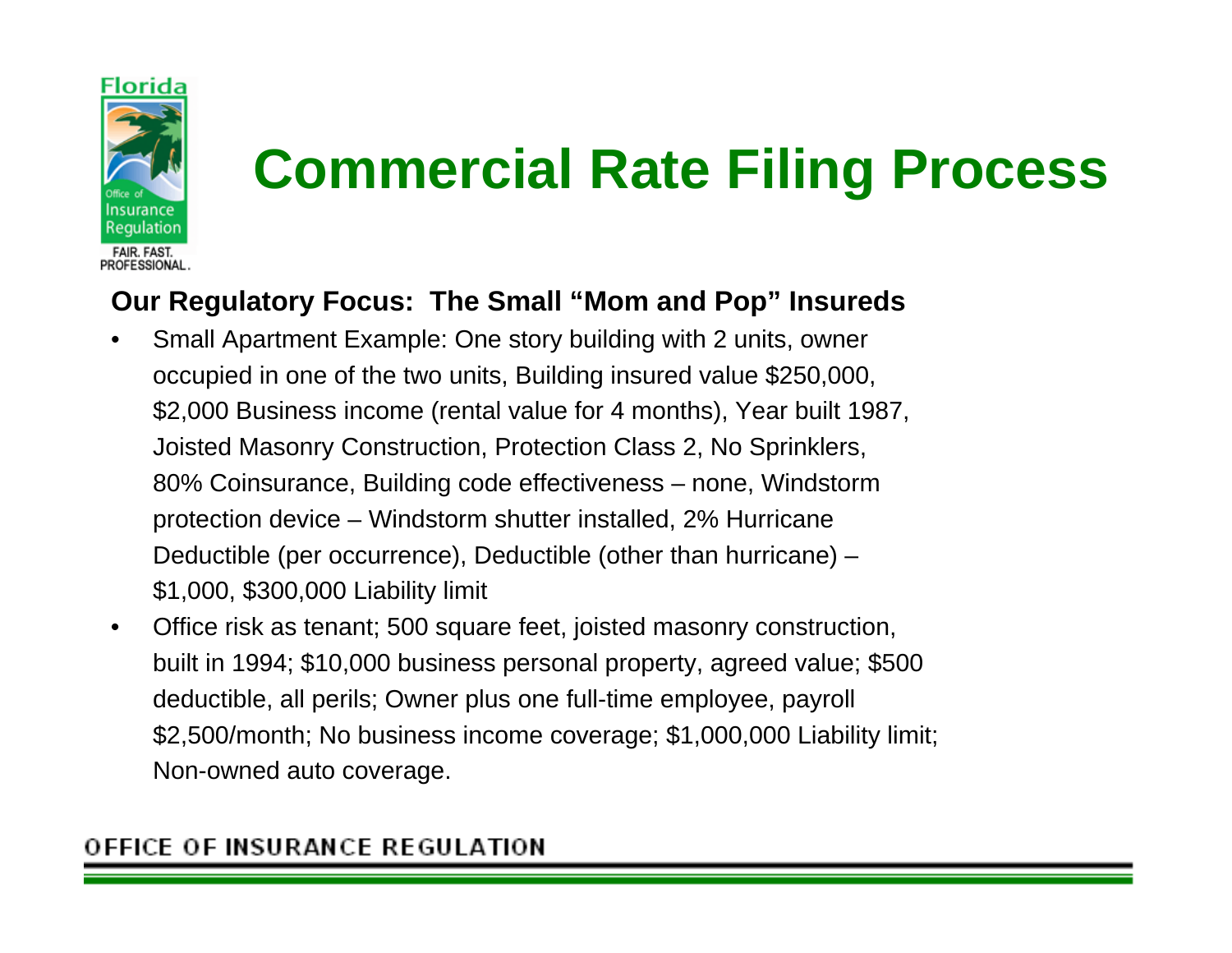# Commercial Rate Filing Process

**Our Regulatory Focus: The Small "Mom and Pop" Insureds**

- Small Apartment Example: One story building with 2 units, owner occupied in one of the two units, Building insured value $250,000, $2,000 Business income (rental value for 4 months), Year built 1987, Joisted Masonry Construction, Protection Class 2, No Sprinklers, 80% Coinsurance, Building code effectiveness – none, Windstorm protection device – Windstorm shutter installed, 2% Hurricane Deductible (per occurrence), Deductible (other than hurricane) – $1,000, $300,000 Liability limit
- Office risk as tenant; 500 square feet, joisted masonry construction, built in 1994; $10,000 business personal property, agreed value; $500 deductible, all perils; Owner plus one full-time employee, payroll $2,500/month; No business income coverage; $1,000,000 Liability limit; Non-owned auto coverage.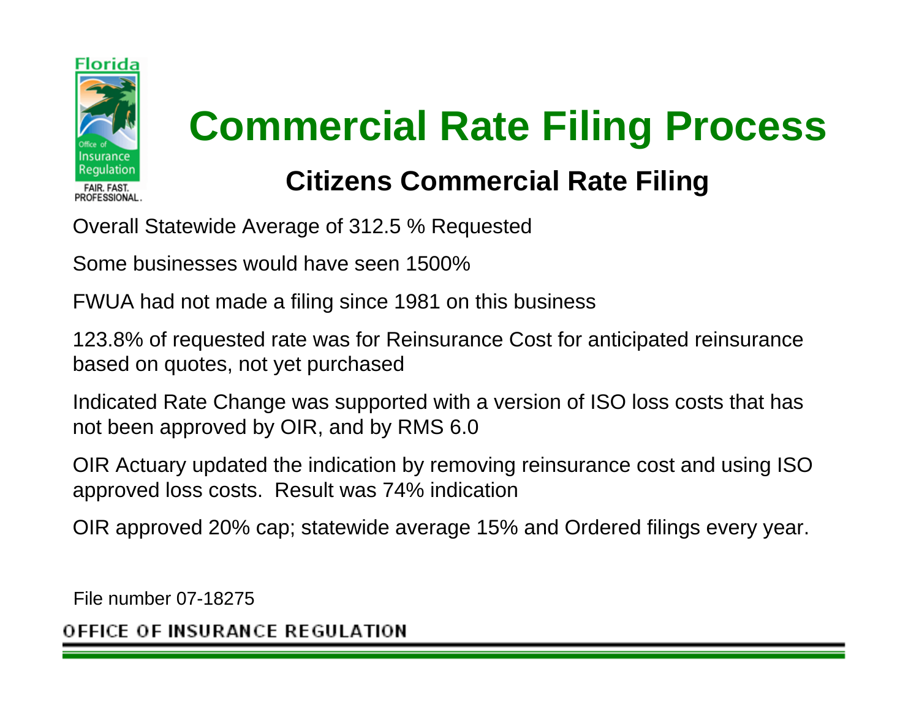# Commercial Rate Filing Process

## Citizens Commercial Rate Filing

Overall Statewide Average of 312.5 % Requested

Some businesses would have seen 1500%

FWUA had not made a filing since 1981 on this business

123.8% of requested rate was for Reinsurance Cost for anticipated reinsurance based on quotes, not yet purchased

Indicated Rate Change was supported with a version of ISO loss costs that has not been approved by OIR, and by RMS 6.0

OIR Actuary updated the indication by removing reinsurance cost and using ISO approved loss costs. Result was 74% indication

OIR approved 20% cap; statewide average 15% and Ordered filings every year.

File number 07-18275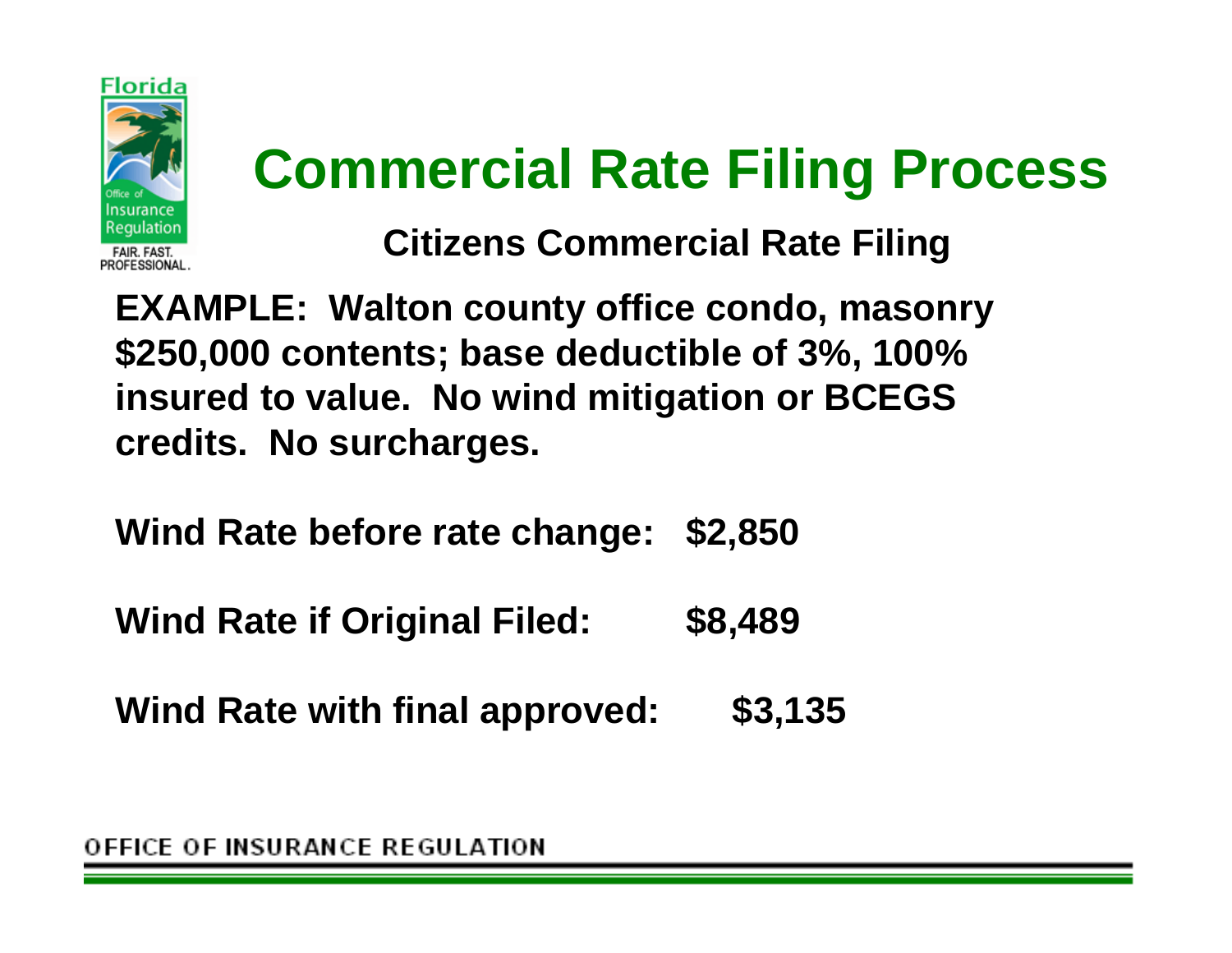# Commercial Rate Filing Process

## Citizens Commercial Rate Filing

**EXAMPLE: Walton county office condo, masonry $250,000 contents; base deductible of 3%, 100% insured to value. No wind mitigation or BCEGS credits. No surcharges.**

**Wind Rate before rate change: $2,850**

**Wind Rate if Original Filed: $8,489**

**Wind Rate with final approved: $3,135**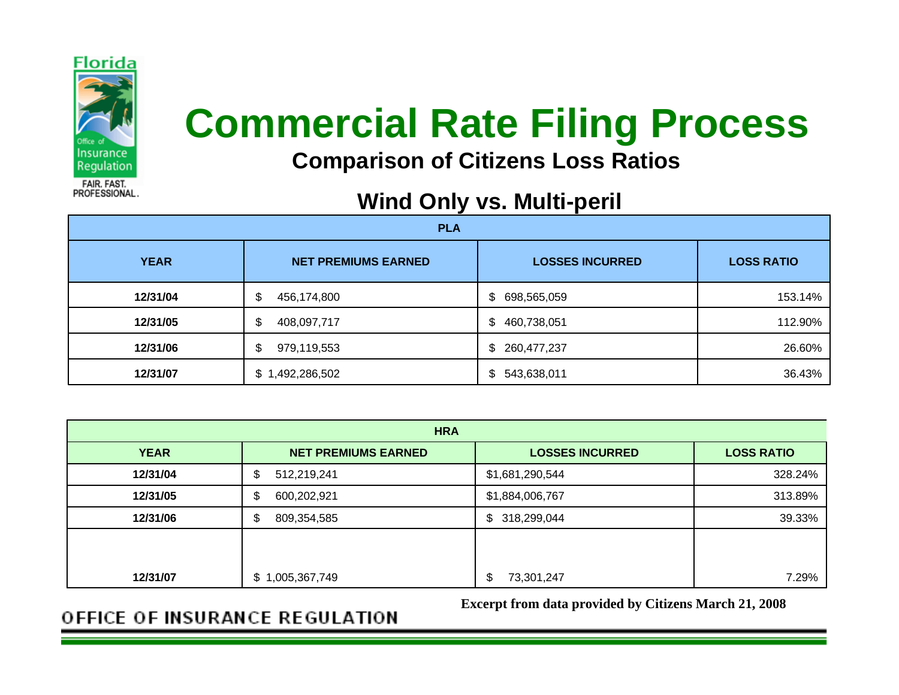# Commercial Rate Filing Process

## Comparison of Citizens Loss Ratios

### Wind Only vs. Multi-peril

| PLA | | | |
|---|---|---|---|
| **YEAR** | **NET PREMIUMS EARNED** | **LOSSES INCURRED** | **LOSS RATIO** |
| **12/31/04** | $ 456,174,800 | $ 698,565,059 | 153.14% |
| **12/31/05** | $ 408,097,717 | $ 460,738,051 | 112.90% |
| **12/31/06** | $ 979,119,553 | $ 260,477,237 | 26.60% |
| **12/31/07** | $ 1,492,286,502 | $ 543,638,011 | 36.43% |

| HRA | | | |
|---|---|---|---|
| **YEAR** | **NET PREMIUMS EARNED** | **LOSSES INCURRED** | **LOSS RATIO** |
| **12/31/04** | $ 512,219,241 | $1,681,290,544 | 328.24% |
| **12/31/05** | $ 600,202,921 | $1,884,006,767 | 313.89% |
| **12/31/06** | $ 809,354,585 | $ 318,299,044 | 39.33% |
| **12/31/07** | $ 1,005,367,749 | $ 73,301,247 | 7.29% |

**Excerpt from data provided by Citizens March 21, 2008**

OFFICE OF INSURANCE REGULATION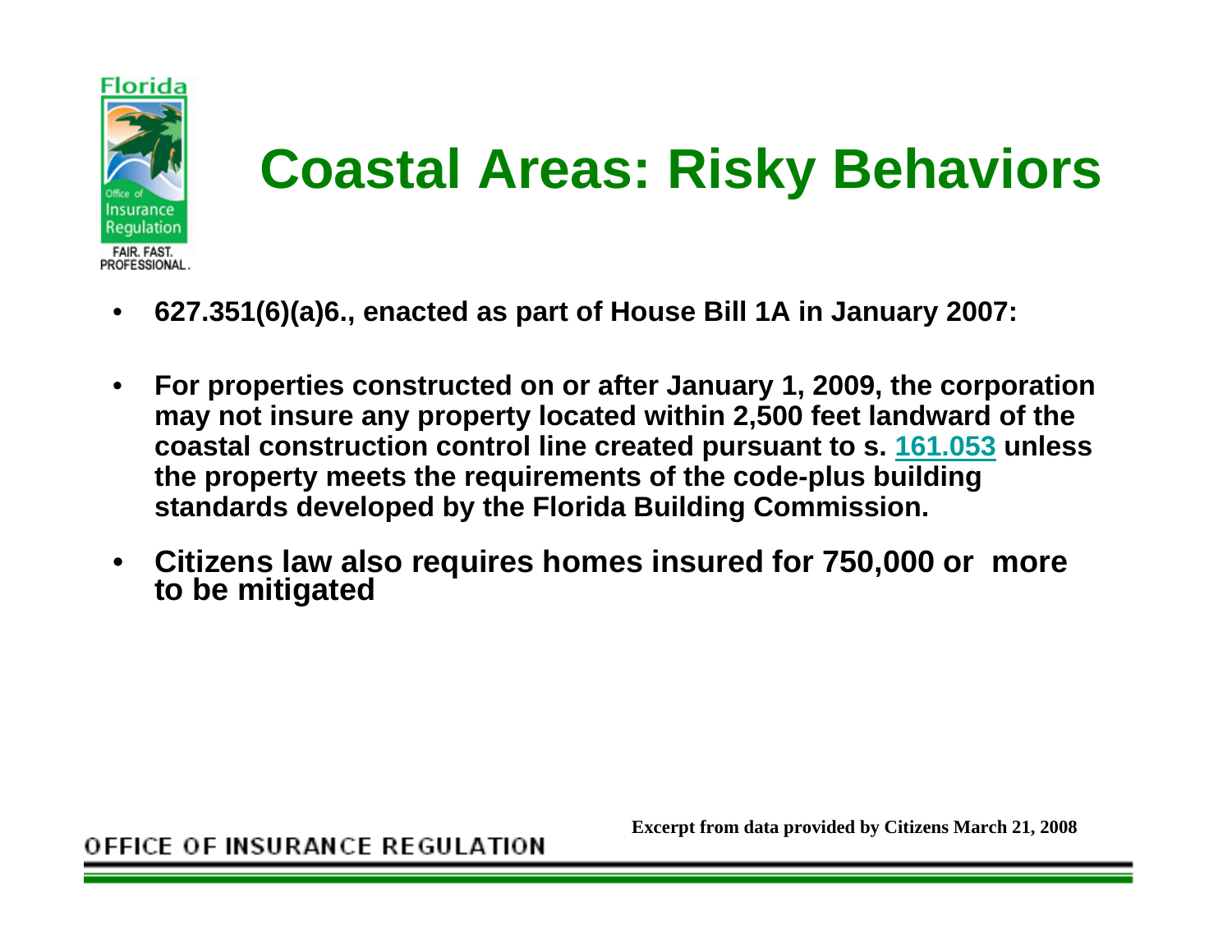# Coastal Areas: Risky Behaviors

- **627.351(6)(a)6., enacted as part of House Bill 1A in January 2007:**
- **For properties constructed on or after January 1, 2009, the corporation may not insure any property located within 2,500 feet landward of the coastal construction control line created pursuant to s. 161.053 unless the property meets the requirements of the code-plus building standards developed by the Florida Building Commission.**
- **Citizens law also requires homes insured for 750,000 or more to be mitigated**

**Excerpt from data provided by Citizens March 21, 2008**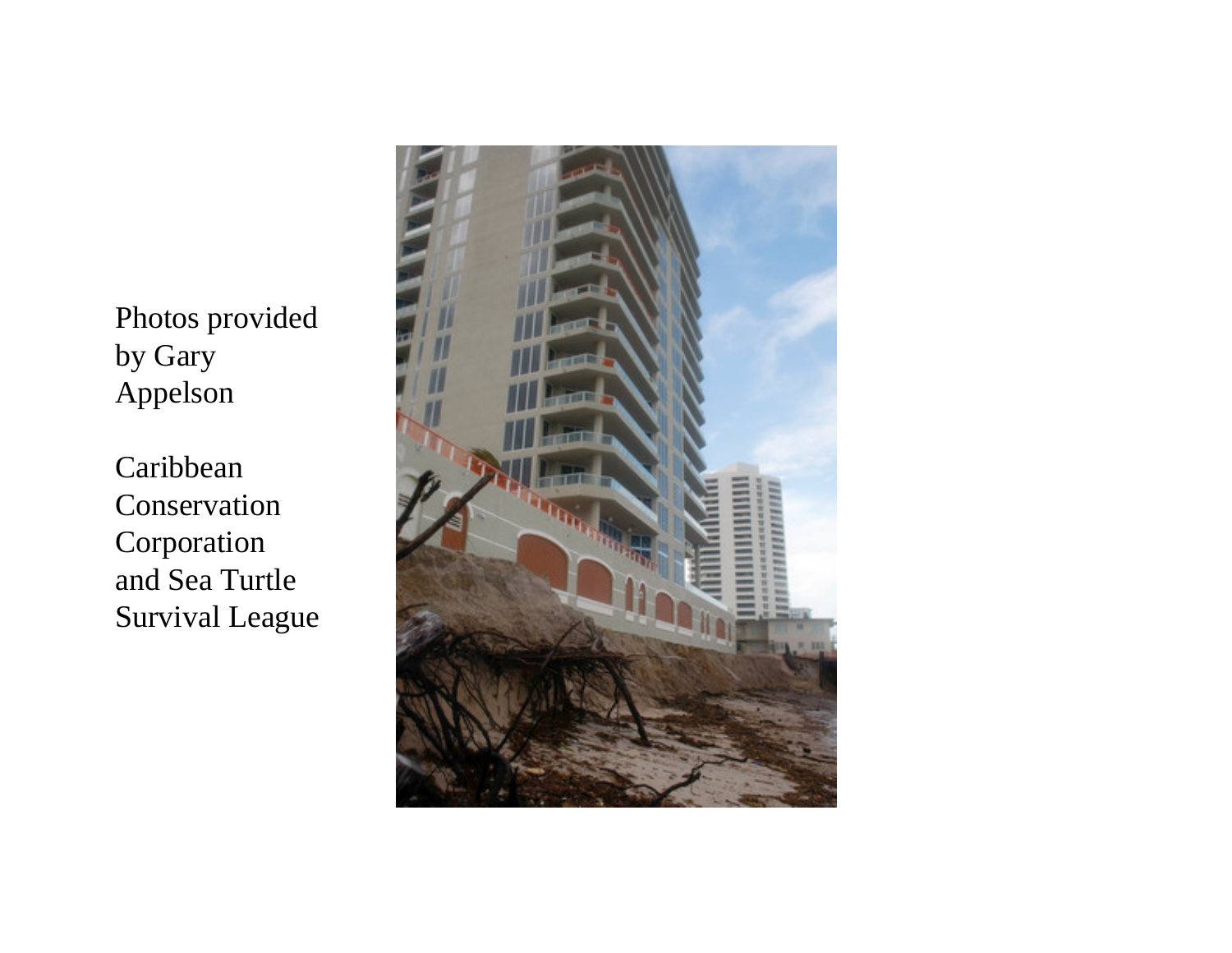Photos provided by Gary Appelson

Caribbean Conservation Corporation and Sea Turtle Survival League